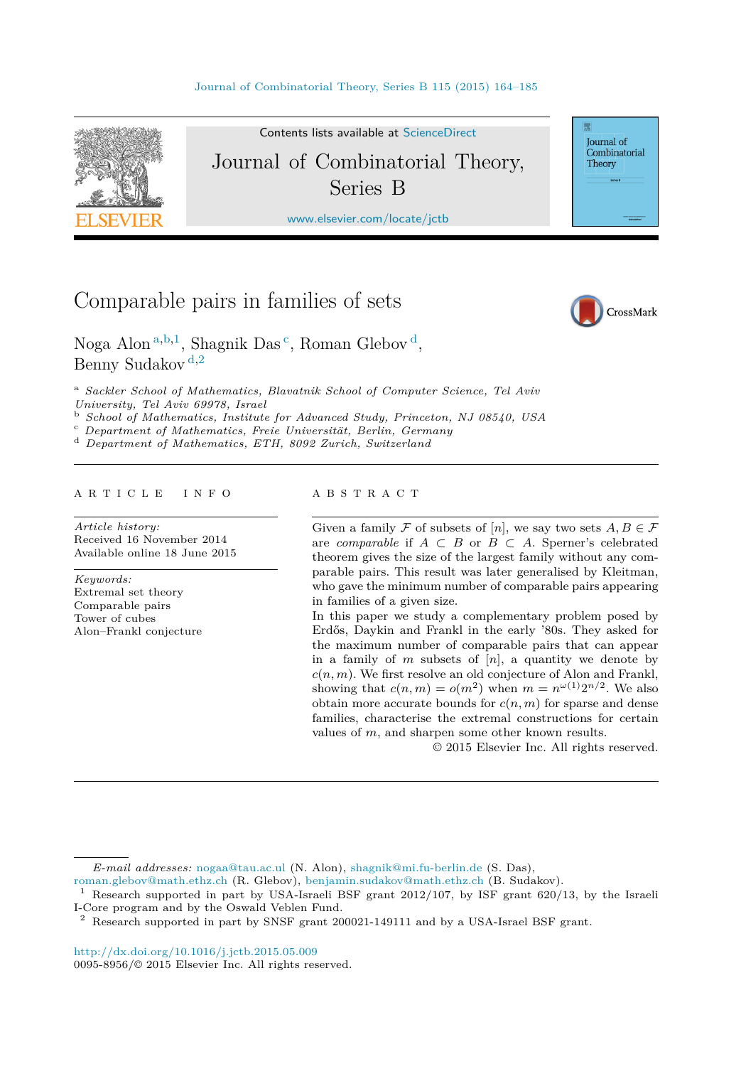# Comparable pairs in families of sets

Noga Alon [a,b,1], Shagnik Das [c], Roman Glebov [d], Benny Sudakov [d,2]

[a] *Sackler School of Mathematics, Blavatnik School of Computer Science, Tel Aviv University, Tel Aviv 69978, Israel*
[b] *School of Mathematics, Institute for Advanced Study, Princeton, NJ 08540, USA*
[c] *Department of Mathematics, Freie Universität, Berlin, Germany*
[d] *Department of Mathematics, ETH, 8092 Zurich, Switzerland*

---

A R T I C L E   I N F O

*Article history:*
Received 16 November 2014
Available online 18 June 2015

*Keywords:*
Extremal set theory
Comparable pairs
Tower of cubes
Alon–Frankl conjecture

A B S T R A C T

Given a family $\mathcal{F}$ of subsets of $[n]$, we say two sets $A, B \in \mathcal{F}$ are *comparable* if $A \subset B$ or $B \subset A$. Sperner's celebrated theorem gives the size of the largest family without any comparable pairs. This result was later generalised by Kleitman, who gave the minimum number of comparable pairs appearing in families of a given size.

In this paper we study a complementary problem posed by Erdős, Daykin and Frankl in the early '80s. They asked for the maximum number of comparable pairs that can appear in a family of $m$ subsets of $[n]$, a quantity we denote by $c(n, m)$. We first resolve an old conjecture of Alon and Frankl, showing that $c(n, m) = o(m^2)$ when $m = n^{\omega(1)} 2^{n/2}$. We also obtain more accurate bounds for $c(n, m)$ for sparse and dense families, characterise the extremal constructions for certain values of $m$, and sharpen some other known results.

© 2015 Elsevier Inc. All rights reserved.

---

*E-mail addresses:* nogaa@tau.ac.ul (N. Alon), shagnik@mi.fu-berlin.de (S. Das), roman.glebov@math.ethz.ch (R. Glebov), benjamin.sudakov@math.ethz.ch (B. Sudakov).

[1] Research supported in part by USA-Israeli BSF grant 2012/107, by ISF grant 620/13, by the Israeli I-Core program and by the Oswald Veblen Fund.

[2] Research supported in part by SNSF grant 200021-149111 and by a USA-Israel BSF grant.

http://dx.doi.org/10.1016/j.jctb.2015.05.009
0095-8956/© 2015 Elsevier Inc. All rights reserved.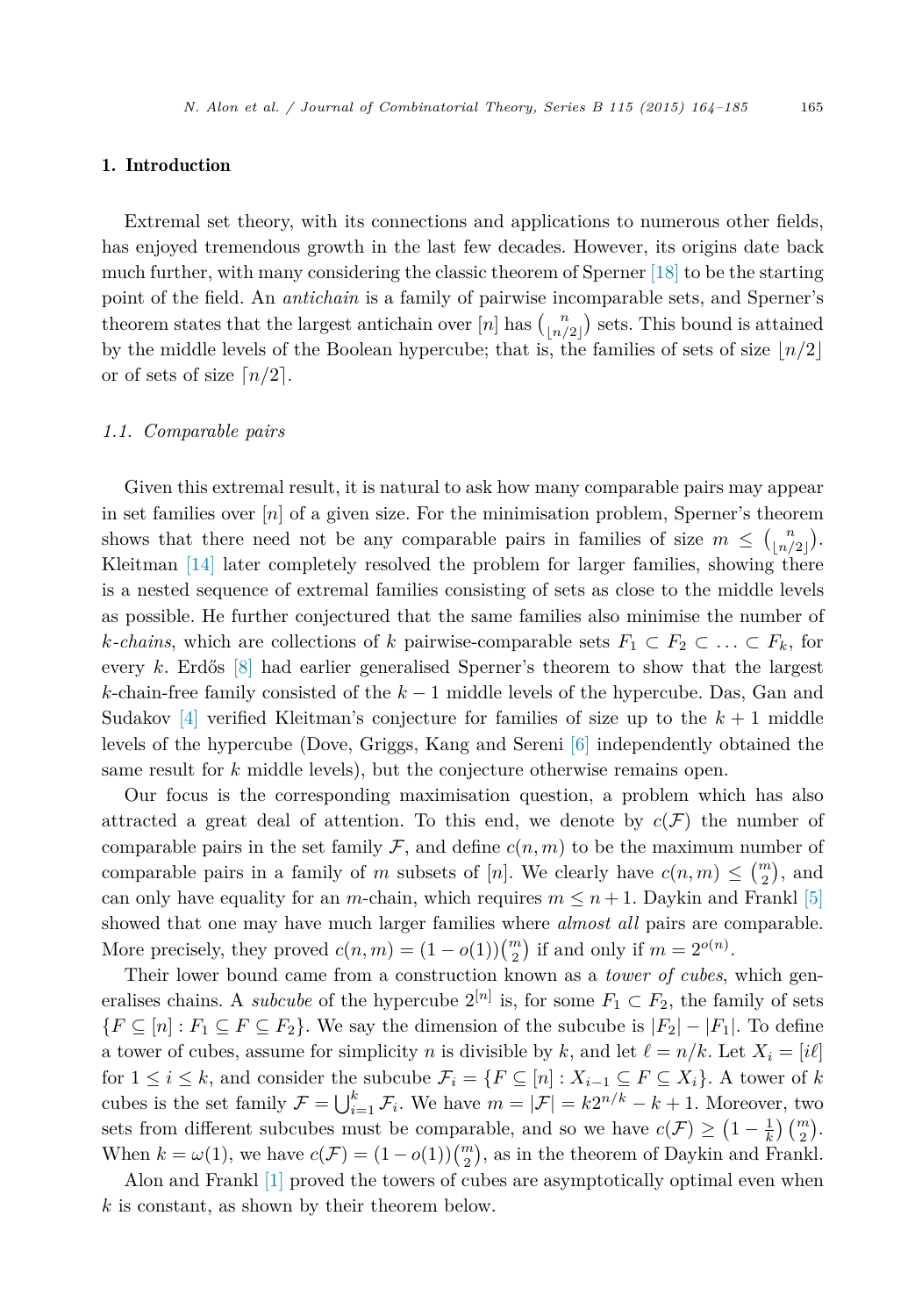## 1. Introduction

Extremal set theory, with its connections and applications to numerous other fields, has enjoyed tremendous growth in the last few decades. However, its origins date back much further, with many considering the classic theorem of Sperner [18] to be the starting point of the field. An *antichain* is a family of pairwise incomparable sets, and Sperner's theorem states that the largest antichain over $[n]$ has $\binom{n}{\lfloor n/2 \rfloor}$ sets. This bound is attained by the middle levels of the Boolean hypercube; that is, the families of sets of size $\lfloor n/2 \rfloor$ or of sets of size $\lceil n/2 \rceil$.

### 1.1. Comparable pairs

Given this extremal result, it is natural to ask how many comparable pairs may appear in set families over $[n]$ of a given size. For the minimisation problem, Sperner's theorem shows that there need not be any comparable pairs in families of size $m \leq \binom{n}{\lfloor n/2 \rfloor}$. Kleitman [14] later completely resolved the problem for larger families, showing there is a nested sequence of extremal families consisting of sets as close to the middle levels as possible. He further conjectured that the same families also minimise the number of $k$-*chains*, which are collections of $k$ pairwise-comparable sets $F_1 \subset F_2 \subset \ldots \subset F_k$, for every $k$. Erdős [8] had earlier generalised Sperner's theorem to show that the largest $k$-chain-free family consisted of the $k-1$ middle levels of the hypercube. Das, Gan and Sudakov [4] verified Kleitman's conjecture for families of size up to the $k+1$ middle levels of the hypercube (Dove, Griggs, Kang and Sereni [6] independently obtained the same result for $k$ middle levels), but the conjecture otherwise remains open.

Our focus is the corresponding maximisation question, a problem which has also attracted a great deal of attention. To this end, we denote by $c(\mathcal{F})$ the number of comparable pairs in the set family $\mathcal{F}$, and define $c(n,m)$ to be the maximum number of comparable pairs in a family of $m$ subsets of $[n]$. We clearly have $c(n,m) \leq \binom{m}{2}$, and can only have equality for an $m$-chain, which requires $m \leq n+1$. Daykin and Frankl [5] showed that one may have much larger families where *almost all* pairs are comparable. More precisely, they proved $c(n,m) = (1-o(1))\binom{m}{2}$ if and only if $m = 2^{o(n)}$.

Their lower bound came from a construction known as a *tower of cubes*, which generalises chains. A *subcube* of the hypercube $2^{[n]}$ is, for some $F_1 \subset F_2$, the family of sets $\{F \subseteq [n] : F_1 \subseteq F \subseteq F_2\}$. We say the dimension of the subcube is $|F_2| - |F_1|$. To define a tower of cubes, assume for simplicity $n$ is divisible by $k$, and let $\ell = n/k$. Let $X_i = [i\ell]$ for $1 \leq i \leq k$, and consider the subcube $\mathcal{F}_i = \{F \subseteq [n] : X_{i-1} \subseteq F \subseteq X_i\}$. A tower of $k$ cubes is the set family $\mathcal{F} = \bigcup_{i=1}^{k} \mathcal{F}_i$. We have $m = |\mathcal{F}| = k2^{n/k} - k + 1$. Moreover, two sets from different subcubes must be comparable, and so we have $c(\mathcal{F}) \geq \left(1 - \frac{1}{k}\right)\binom{m}{2}$. When $k = \omega(1)$, we have $c(\mathcal{F}) = (1-o(1))\binom{m}{2}$, as in the theorem of Daykin and Frankl.

Alon and Frankl [1] proved the towers of cubes are asymptotically optimal even when $k$ is constant, as shown by their theorem below.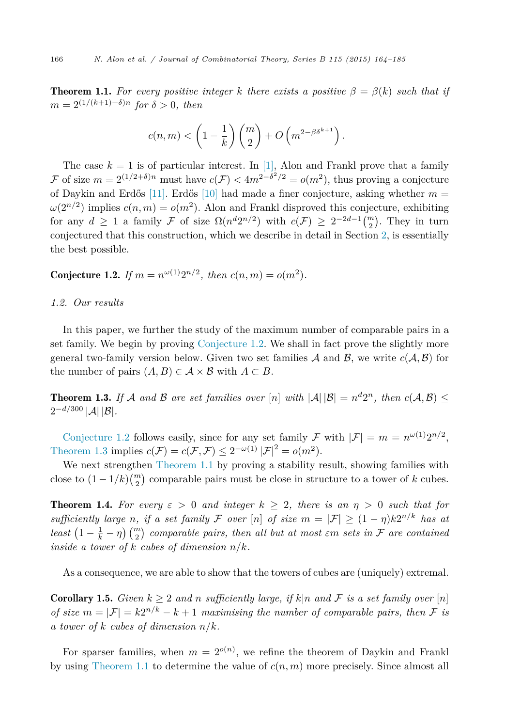**Theorem 1.1.** *For every positive integer $k$ there exists a positive $\beta = \beta(k)$ such that if $m = 2^{(1/(k+1)+\delta)n}$ for $\delta > 0$, then*

$$c(n,m) < \left(1 - \frac{1}{k}\right)\binom{m}{2} + O\left(m^{2-\beta\delta^{k+1}}\right).$$

The case $k = 1$ is of particular interest. In [1], Alon and Frankl prove that a family $\mathcal{F}$ of size $m = 2^{(1/2+\delta)n}$ must have $c(\mathcal{F}) < 4m^{2-\delta^2/2} = o(m^2)$, thus proving a conjecture of Daykin and Erdős [11]. Erdős [10] had made a finer conjecture, asking whether $m = \omega(2^{n/2})$ implies $c(n,m) = o(m^2)$. Alon and Frankl disproved this conjecture, exhibiting for any $d \geq 1$ a family $\mathcal{F}$ of size $\Omega(n^d 2^{n/2})$ with $c(\mathcal{F}) \geq 2^{-2d-1}\binom{m}{2}$. They in turn conjectured that this construction, which we describe in detail in Section 2, is essentially the best possible.

**Conjecture 1.2.** *If $m = n^{\omega(1)}2^{n/2}$, then $c(n,m) = o(m^2)$.*

### *1.2. Our results*

In this paper, we further the study of the maximum number of comparable pairs in a set family. We begin by proving Conjecture 1.2. We shall in fact prove the slightly more general two-family version below. Given two set families $\mathcal{A}$ and $\mathcal{B}$, we write $c(\mathcal{A}, \mathcal{B})$ for the number of pairs $(A, B) \in \mathcal{A} \times \mathcal{B}$ with $A \subset B$.

**Theorem 1.3.** *If $\mathcal{A}$ and $\mathcal{B}$ are set families over $[n]$ with $|\mathcal{A}|\,|\mathcal{B}| = n^d 2^n$, then $c(\mathcal{A}, \mathcal{B}) \leq 2^{-d/300}\,|\mathcal{A}|\,|\mathcal{B}|$.*

Conjecture 1.2 follows easily, since for any set family $\mathcal{F}$ with $|\mathcal{F}| = m = n^{\omega(1)}2^{n/2}$, Theorem 1.3 implies $c(\mathcal{F}) = c(\mathcal{F}, \mathcal{F}) \leq 2^{-\omega(1)}\,|\mathcal{F}|^2 = o(m^2)$.

We next strengthen Theorem 1.1 by proving a stability result, showing families with close to $(1 - 1/k)\binom{m}{2}$ comparable pairs must be close in structure to a tower of $k$ cubes.

**Theorem 1.4.** *For every $\varepsilon > 0$ and integer $k \geq 2$, there is an $\eta > 0$ such that for sufficiently large $n$, if a set family $\mathcal{F}$ over $[n]$ of size $m = |\mathcal{F}| \geq (1 - \eta)k2^{n/k}$ has at least $\left(1 - \frac{1}{k} - \eta\right)\binom{m}{2}$ comparable pairs, then all but at most $\varepsilon m$ sets in $\mathcal{F}$ are contained inside a tower of $k$ cubes of dimension $n/k$.*

As a consequence, we are able to show that the towers of cubes are (uniquely) extremal.

**Corollary 1.5.** *Given $k \geq 2$ and $n$ sufficiently large, if $k|n$ and $\mathcal{F}$ is a set family over $[n]$ of size $m = |\mathcal{F}| = k2^{n/k} - k + 1$ maximising the number of comparable pairs, then $\mathcal{F}$ is a tower of $k$ cubes of dimension $n/k$.*

For sparser families, when $m = 2^{o(n)}$, we refine the theorem of Daykin and Frankl by using Theorem 1.1 to determine the value of $c(n,m)$ more precisely. Since almost all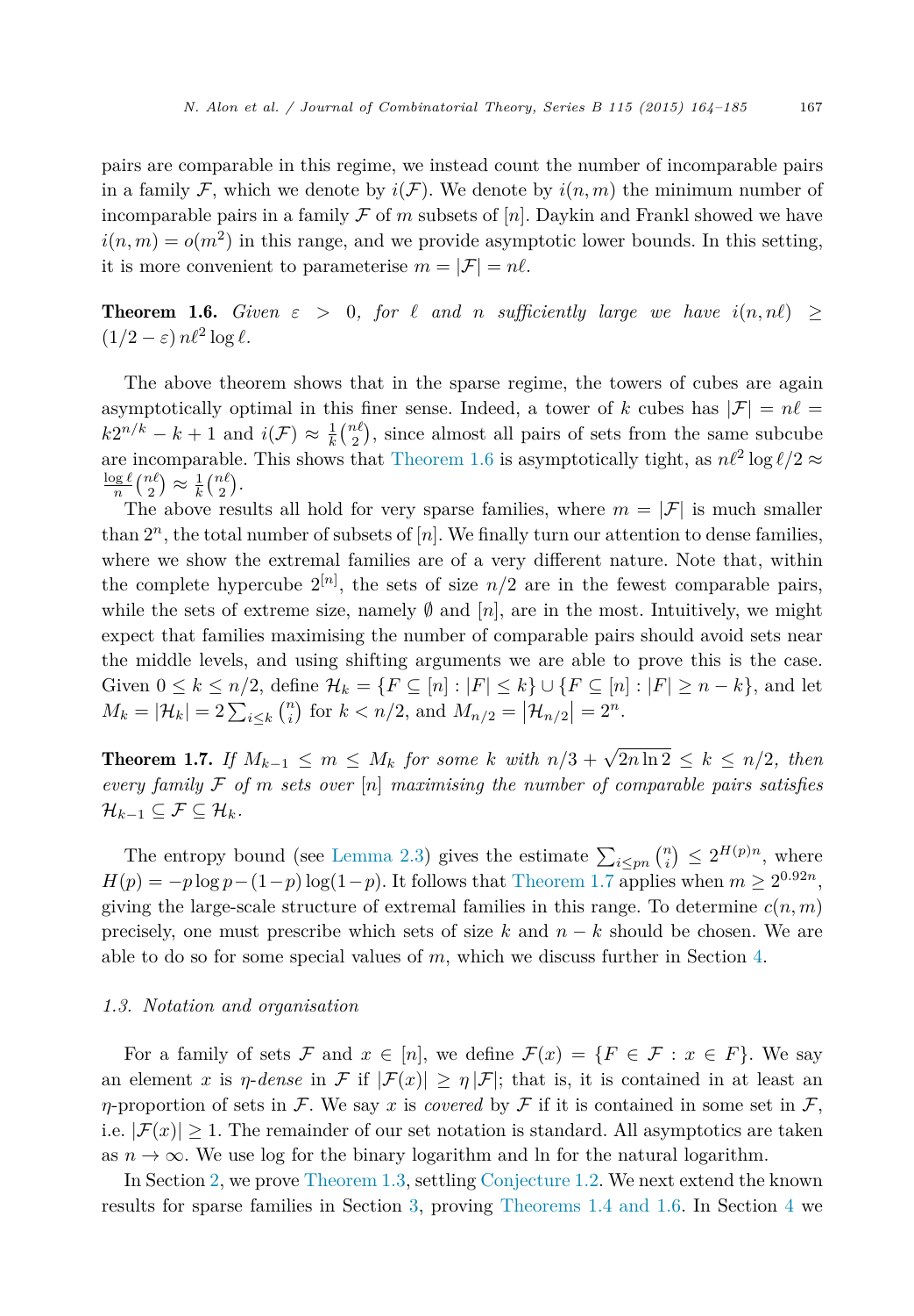pairs are comparable in this regime, we instead count the number of incomparable pairs in a family $\mathcal{F}$, which we denote by $i(\mathcal{F})$. We denote by $i(n,m)$ the minimum number of incomparable pairs in a family $\mathcal{F}$ of $m$ subsets of $[n]$. Daykin and Frankl showed we have $i(n,m) = o(m^2)$ in this range, and we provide asymptotic lower bounds. In this setting, it is more convenient to parameterise $m = |\mathcal{F}| = n\ell$.

**Theorem 1.6.** *Given $\varepsilon > 0$, for $\ell$ and $n$ sufficiently large we have $i(n, n\ell) \geq (1/2 - \varepsilon)\, n\ell^2 \log \ell$.*

The above theorem shows that in the sparse regime, the towers of cubes are again asymptotically optimal in this finer sense. Indeed, a tower of $k$ cubes has $|\mathcal{F}| = n\ell = k2^{n/k} - k + 1$ and $i(\mathcal{F}) \approx \frac{1}{k}\binom{n\ell}{2}$, since almost all pairs of sets from the same subcube are incomparable. This shows that Theorem 1.6 is asymptotically tight, as $n\ell^2 \log \ell/2 \approx \frac{\log \ell}{n}\binom{n\ell}{2} \approx \frac{1}{k}\binom{n\ell}{2}$.

The above results all hold for very sparse families, where $m = |\mathcal{F}|$ is much smaller than $2^n$, the total number of subsets of $[n]$. We finally turn our attention to dense families, where we show the extremal families are of a very different nature. Note that, within the complete hypercube $2^{[n]}$, the sets of size $n/2$ are in the fewest comparable pairs, while the sets of extreme size, namely $\emptyset$ and $[n]$, are in the most. Intuitively, we might expect that families maximising the number of comparable pairs should avoid sets near the middle levels, and using shifting arguments we are able to prove this is the case. Given $0 \leq k \leq n/2$, define $\mathcal{H}_k = \{F \subseteq [n] : |F| \leq k\} \cup \{F \subseteq [n] : |F| \geq n-k\}$, and let $M_k = |\mathcal{H}_k| = 2\sum_{i \leq k}\binom{n}{i}$ for $k < n/2$, and $M_{n/2} = |\mathcal{H}_{n/2}| = 2^n$.

**Theorem 1.7.** *If $M_{k-1} \leq m \leq M_k$ for some $k$ with $n/3 + \sqrt{2n \ln 2} \leq k \leq n/2$, then every family $\mathcal{F}$ of $m$ sets over $[n]$ maximising the number of comparable pairs satisfies $\mathcal{H}_{k-1} \subseteq \mathcal{F} \subseteq \mathcal{H}_k$.*

The entropy bound (see Lemma 2.3) gives the estimate $\sum_{i \leq pn}\binom{n}{i} \leq 2^{H(p)n}$, where $H(p) = -p\log p - (1-p)\log(1-p)$. It follows that Theorem 1.7 applies when $m \geq 2^{0.92n}$, giving the large-scale structure of extremal families in this range. To determine $c(n,m)$ precisely, one must prescribe which sets of size $k$ and $n-k$ should be chosen. We are able to do so for some special values of $m$, which we discuss further in Section 4.

### 1.3. Notation and organisation

For a family of sets $\mathcal{F}$ and $x \in [n]$, we define $\mathcal{F}(x) = \{F \in \mathcal{F} : x \in F\}$. We say an element $x$ is *$\eta$-dense* in $\mathcal{F}$ if $|\mathcal{F}(x)| \geq \eta|\mathcal{F}|$; that is, it is contained in at least an $\eta$-proportion of sets in $\mathcal{F}$. We say $x$ is *covered* by $\mathcal{F}$ if it is contained in some set in $\mathcal{F}$, i.e. $|\mathcal{F}(x)| \geq 1$. The remainder of our set notation is standard. All asymptotics are taken as $n \to \infty$. We use log for the binary logarithm and ln for the natural logarithm.

In Section 2, we prove Theorem 1.3, settling Conjecture 1.2. We next extend the known results for sparse families in Section 3, proving Theorems 1.4 and 1.6. In Section 4 we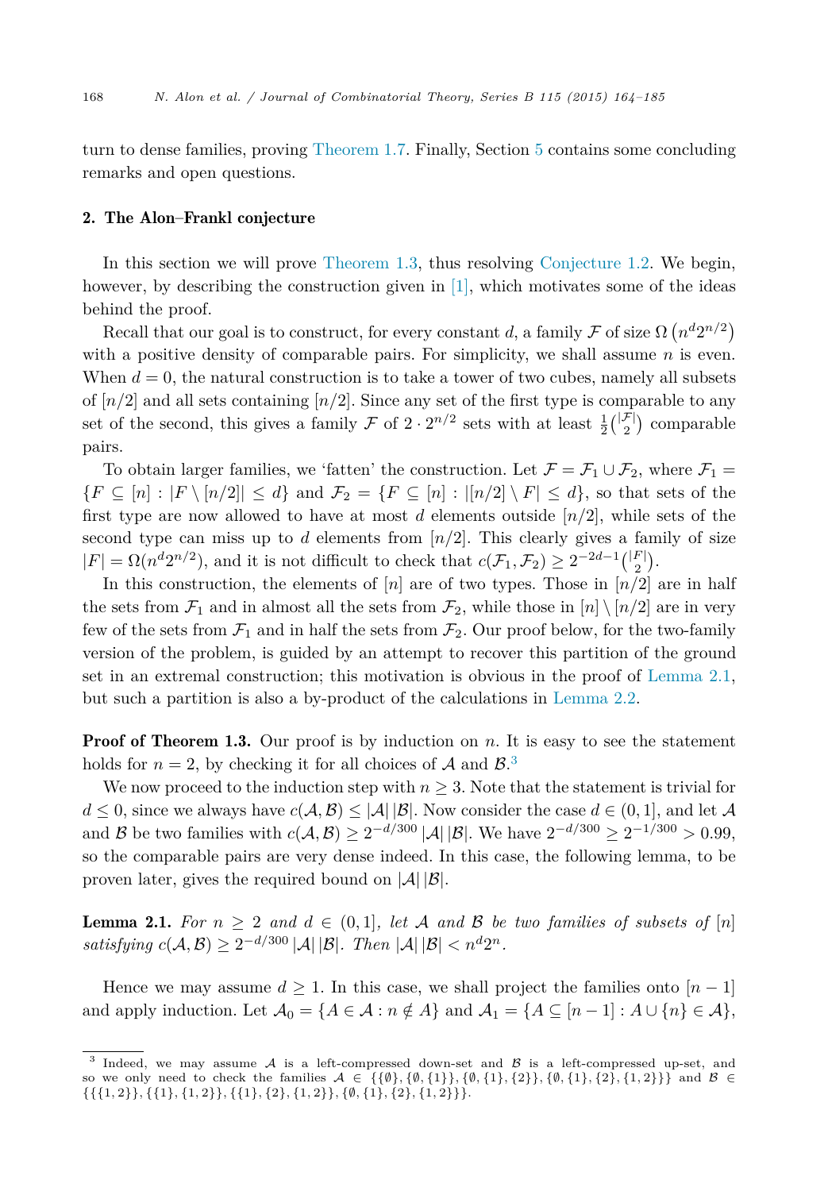turn to dense families, proving Theorem 1.7. Finally, Section 5 contains some concluding remarks and open questions.

## 2. The Alon–Frankl conjecture

In this section we will prove Theorem 1.3, thus resolving Conjecture 1.2. We begin, however, by describing the construction given in [1], which motivates some of the ideas behind the proof.

Recall that our goal is to construct, for every constant $d$, a family $\mathcal{F}$ of size $\Omega\left(n^d 2^{n/2}\right)$ with a positive density of comparable pairs. For simplicity, we shall assume $n$ is even. When $d = 0$, the natural construction is to take a tower of two cubes, namely all subsets of $[n/2]$ and all sets containing $[n/2]$. Since any set of the first type is comparable to any set of the second, this gives a family $\mathcal{F}$ of $2 \cdot 2^{n/2}$ sets with at least $\frac{1}{2}\binom{|\mathcal{F}|}{2}$ comparable pairs.

To obtain larger families, we 'fatten' the construction. Let $\mathcal{F} = \mathcal{F}_1 \cup \mathcal{F}_2$, where $\mathcal{F}_1 = \{F \subseteq [n] : |F \setminus [n/2]| \leq d\}$ and $\mathcal{F}_2 = \{F \subseteq [n] : |[n/2] \setminus F| \leq d\}$, so that sets of the first type are now allowed to have at most $d$ elements outside $[n/2]$, while sets of the second type can miss up to $d$ elements from $[n/2]$. This clearly gives a family of size $|F| = \Omega(n^d 2^{n/2})$, and it is not difficult to check that $c(\mathcal{F}_1, \mathcal{F}_2) \geq 2^{-2d-1}\binom{|F|}{2}$.

In this construction, the elements of $[n]$ are of two types. Those in $[n/2]$ are in half the sets from $\mathcal{F}_1$ and in almost all the sets from $\mathcal{F}_2$, while those in $[n] \setminus [n/2]$ are in very few of the sets from $\mathcal{F}_1$ and in half the sets from $\mathcal{F}_2$. Our proof below, for the two-family version of the problem, is guided by an attempt to recover this partition of the ground set in an extremal construction; this motivation is obvious in the proof of Lemma 2.1, but such a partition is also a by-product of the calculations in Lemma 2.2.

**Proof of Theorem 1.3.** Our proof is by induction on $n$. It is easy to see the statement holds for $n = 2$, by checking it for all choices of $\mathcal{A}$ and $\mathcal{B}$.[3]

We now proceed to the induction step with $n \geq 3$. Note that the statement is trivial for $d \leq 0$, since we always have $c(\mathcal{A}, \mathcal{B}) \leq |\mathcal{A}|\,|\mathcal{B}|$. Now consider the case $d \in (0, 1]$, and let $\mathcal{A}$ and $\mathcal{B}$ be two families with $c(\mathcal{A}, \mathcal{B}) \geq 2^{-d/300}\,|\mathcal{A}|\,|\mathcal{B}|$. We have $2^{-d/300} \geq 2^{-1/300} > 0.99$, so the comparable pairs are very dense indeed. In this case, the following lemma, to be proven later, gives the required bound on $|\mathcal{A}|\,|\mathcal{B}|$.

**Lemma 2.1.** *For $n \geq 2$ and $d \in (0, 1]$, let $\mathcal{A}$ and $\mathcal{B}$ be two families of subsets of $[n]$ satisfying $c(\mathcal{A}, \mathcal{B}) \geq 2^{-d/300}\,|\mathcal{A}|\,|\mathcal{B}|$. Then $|\mathcal{A}|\,|\mathcal{B}| < n^d 2^n$.*

Hence we may assume $d \geq 1$. In this case, we shall project the families onto $[n-1]$ and apply induction. Let $\mathcal{A}_0 = \{A \in \mathcal{A} : n \notin A\}$ and $\mathcal{A}_1 = \{A \subseteq [n-1] : A \cup \{n\} \in \mathcal{A}\}$,

[3] Indeed, we may assume $\mathcal{A}$ is a left-compressed down-set and $\mathcal{B}$ is a left-compressed up-set, and so we only need to check the families $\mathcal{A} \in \{\{\emptyset\}, \{\emptyset, \{1\}\}, \{\emptyset, \{1\}, \{2\}\}, \{\emptyset, \{1\}, \{2\}, \{1, 2\}\}\}$ and $\mathcal{B} \in \{\{\{1, 2\}\}, \{\{1\}, \{1, 2\}\}, \{\{1\}, \{2\}, \{1, 2\}\}, \{\emptyset, \{1\}, \{2\}, \{1, 2\}\}\}$.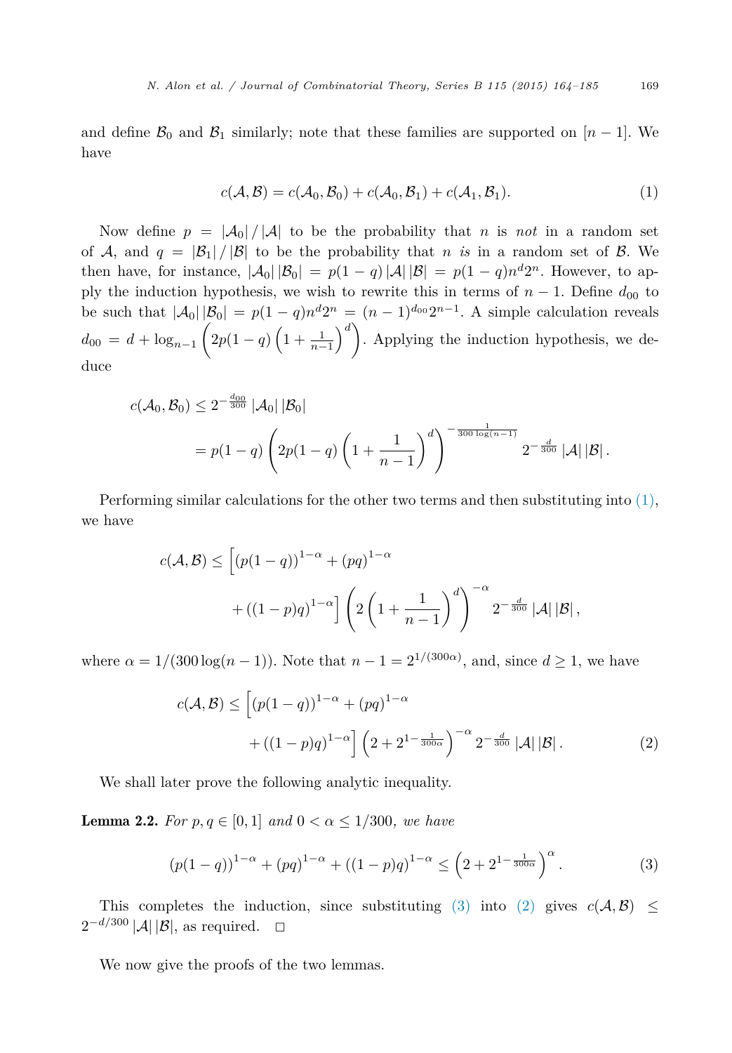and define $\mathcal{B}_0$ and $\mathcal{B}_1$ similarly; note that these families are supported on $[n-1]$. We have

$$c(\mathcal{A}, \mathcal{B}) = c(\mathcal{A}_0, \mathcal{B}_0) + c(\mathcal{A}_0, \mathcal{B}_1) + c(\mathcal{A}_1, \mathcal{B}_1). \tag{1}$$

Now define $p = |\mathcal{A}_0| / |\mathcal{A}|$ to be the probability that $n$ is *not* in a random set of $\mathcal{A}$, and $q = |\mathcal{B}_1| / |\mathcal{B}|$ to be the probability that $n$ *is* in a random set of $\mathcal{B}$. We then have, for instance, $|\mathcal{A}_0| |\mathcal{B}_0| = p(1-q) |\mathcal{A}| |\mathcal{B}| = p(1-q) n^d 2^n$. However, to apply the induction hypothesis, we wish to rewrite this in terms of $n-1$. Define $d_{00}$ to be such that $|\mathcal{A}_0| |\mathcal{B}_0| = p(1-q) n^d 2^n = (n-1)^{d_{00}} 2^{n-1}$. A simple calculation reveals $d_{00} = d + \log_{n-1}\left(2p(1-q)\left(1 + \frac{1}{n-1}\right)^d\right)$. Applying the induction hypothesis, we deduce

$$\begin{aligned} c(\mathcal{A}_0, \mathcal{B}_0) &\leq 2^{-\frac{d_{00}}{300}} |\mathcal{A}_0| |\mathcal{B}_0| \\ &= p(1-q)\left(2p(1-q)\left(1 + \frac{1}{n-1}\right)^d\right)^{-\frac{1}{300 \log(n-1)}} 2^{-\frac{d}{300}} |\mathcal{A}| |\mathcal{B}|. \end{aligned}$$

Performing similar calculations for the other two terms and then substituting into (1), we have

$$\begin{aligned} c(\mathcal{A}, \mathcal{B}) \leq \Big[&(p(1-q))^{1-\alpha} + (pq)^{1-\alpha} \\ &+ ((1-p)q)^{1-\alpha}\Big] \left(2\left(1 + \frac{1}{n-1}\right)^d\right)^{-\alpha} 2^{-\frac{d}{300}} |\mathcal{A}| |\mathcal{B}|, \end{aligned}$$

where $\alpha = 1/(300 \log(n-1))$. Note that $n - 1 = 2^{1/(300\alpha)}$, and, since $d \geq 1$, we have

$$\begin{aligned} c(\mathcal{A}, \mathcal{B}) \leq \Big[&(p(1-q))^{1-\alpha} + (pq)^{1-\alpha} \\ &+ ((1-p)q)^{1-\alpha}\Big] \left(2 + 2^{1-\frac{1}{300\alpha}}\right)^{-\alpha} 2^{-\frac{d}{300}} |\mathcal{A}| |\mathcal{B}|. \end{aligned} \tag{2}$$

We shall later prove the following analytic inequality.

**Lemma 2.2.** *For $p, q \in [0,1]$ and $0 < \alpha \leq 1/300$, we have*

$$(p(1-q))^{1-\alpha} + (pq)^{1-\alpha} + ((1-p)q)^{1-\alpha} \leq \left(2 + 2^{1-\frac{1}{300\alpha}}\right)^{\alpha}. \tag{3}$$

This completes the induction, since substituting (3) into (2) gives $c(\mathcal{A}, \mathcal{B}) \leq 2^{-d/300} |\mathcal{A}| |\mathcal{B}|$, as required. $\square$

We now give the proofs of the two lemmas.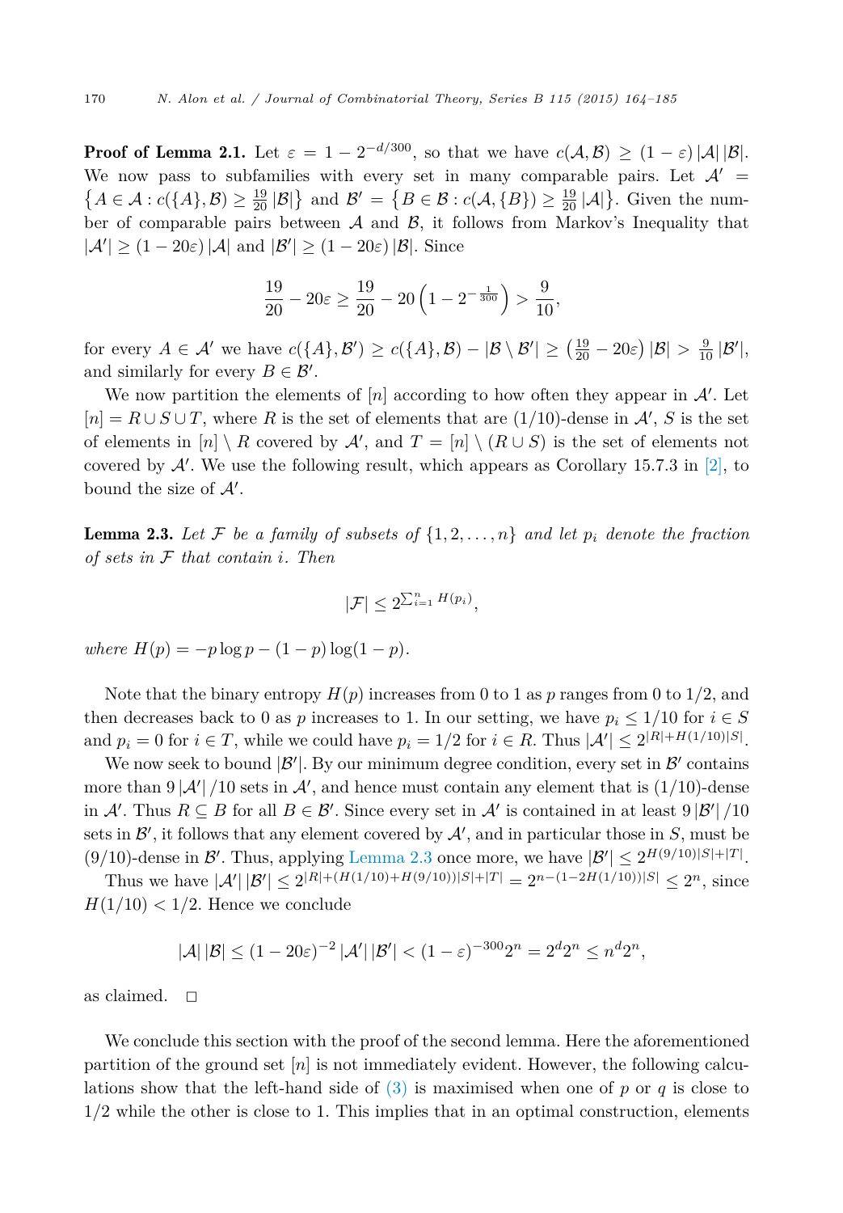**Proof of Lemma 2.1.** Let $\varepsilon = 1 - 2^{-d/300}$, so that we have $c(\mathcal{A}, \mathcal{B}) \geq (1-\varepsilon)|\mathcal{A}||\mathcal{B}|$. We now pass to subfamilies with every set in many comparable pairs. Let $\mathcal{A}' = \left\{A \in \mathcal{A} : c(\{A\}, \mathcal{B}) \geq \frac{19}{20}|\mathcal{B}|\right\}$ and $\mathcal{B}' = \left\{B \in \mathcal{B} : c(\mathcal{A}, \{B\}) \geq \frac{19}{20}|\mathcal{A}|\right\}$. Given the number of comparable pairs between $\mathcal{A}$ and $\mathcal{B}$, it follows from Markov's Inequality that $|\mathcal{A}'| \geq (1-20\varepsilon)|\mathcal{A}|$ and $|\mathcal{B}'| \geq (1-20\varepsilon)|\mathcal{B}|$. Since

$$\frac{19}{20} - 20\varepsilon \geq \frac{19}{20} - 20\left(1 - 2^{-\frac{1}{300}}\right) > \frac{9}{10},$$

for every $A \in \mathcal{A}'$ we have $c(\{A\}, \mathcal{B}') \geq c(\{A\}, \mathcal{B}) - |\mathcal{B} \setminus \mathcal{B}'| \geq \left(\frac{19}{20} - 20\varepsilon\right)|\mathcal{B}| > \frac{9}{10}|\mathcal{B}'|$, and similarly for every $B \in \mathcal{B}'$.

We now partition the elements of $[n]$ according to how often they appear in $\mathcal{A}'$. Let $[n] = R \cup S \cup T$, where $R$ is the set of elements that are $(1/10)$-dense in $\mathcal{A}'$, $S$ is the set of elements in $[n] \setminus R$ covered by $\mathcal{A}'$, and $T = [n] \setminus (R \cup S)$ is the set of elements not covered by $\mathcal{A}'$. We use the following result, which appears as Corollary 15.7.3 in [2], to bound the size of $\mathcal{A}'$.

**Lemma 2.3.** *Let $\mathcal{F}$ be a family of subsets of $\{1, 2, \ldots, n\}$ and let $p_i$ denote the fraction of sets in $\mathcal{F}$ that contain $i$. Then*

$$|\mathcal{F}| \leq 2^{\sum_{i=1}^{n} H(p_i)},$$

*where $H(p) = -p \log p - (1-p)\log(1-p)$.*

Note that the binary entropy $H(p)$ increases from 0 to 1 as $p$ ranges from 0 to $1/2$, and then decreases back to 0 as $p$ increases to 1. In our setting, we have $p_i \leq 1/10$ for $i \in S$ and $p_i = 0$ for $i \in T$, while we could have $p_i = 1/2$ for $i \in R$. Thus $|\mathcal{A}'| \leq 2^{|R| + H(1/10)|S|}$.

We now seek to bound $|\mathcal{B}'|$. By our minimum degree condition, every set in $\mathcal{B}'$ contains more than $9|\mathcal{A}'|/10$ sets in $\mathcal{A}'$, and hence must contain any element that is $(1/10)$-dense in $\mathcal{A}'$. Thus $R \subseteq B$ for all $B \in \mathcal{B}'$. Since every set in $\mathcal{A}'$ is contained in at least $9|\mathcal{B}'|/10$ sets in $\mathcal{B}'$, it follows that any element covered by $\mathcal{A}'$, and in particular those in $S$, must be $(9/10)$-dense in $\mathcal{B}'$. Thus, applying Lemma 2.3 once more, we have $|\mathcal{B}'| \leq 2^{H(9/10)|S| + |T|}$.

Thus we have $|\mathcal{A}'||\mathcal{B}'| \leq 2^{|R| + (H(1/10) + H(9/10))|S| + |T|} = 2^{n - (1 - 2H(1/10))|S|} \leq 2^n$, since $H(1/10) < 1/2$. Hence we conclude

$$|\mathcal{A}||\mathcal{B}| \leq (1-20\varepsilon)^{-2}|\mathcal{A}'||\mathcal{B}'| < (1-\varepsilon)^{-300}2^n = 2^d 2^n \leq n^d 2^n,$$

as claimed. $\square$

We conclude this section with the proof of the second lemma. Here the aforementioned partition of the ground set $[n]$ is not immediately evident. However, the following calculations show that the left-hand side of (3) is maximised when one of $p$ or $q$ is close to $1/2$ while the other is close to 1. This implies that in an optimal construction, elements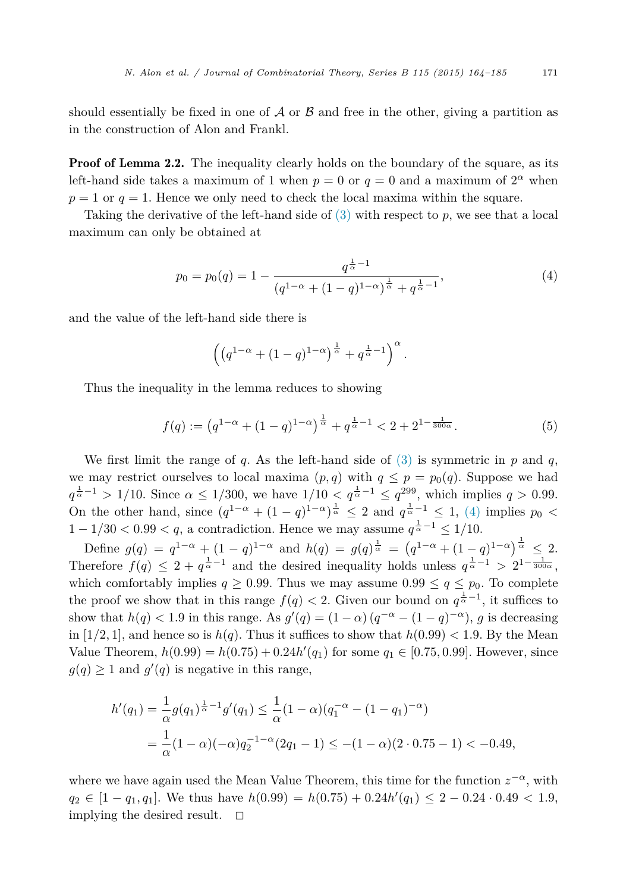should essentially be fixed in one of $\mathcal{A}$ or $\mathcal{B}$ and free in the other, giving a partition as in the construction of Alon and Frankl.

**Proof of Lemma 2.2.** The inequality clearly holds on the boundary of the square, as its left-hand side takes a maximum of 1 when $p = 0$ or $q = 0$ and a maximum of $2^\alpha$ when $p = 1$ or $q = 1$. Hence we only need to check the local maxima within the square.

Taking the derivative of the left-hand side of (3) with respect to $p$, we see that a local maximum can only be obtained at

$$p_0 = p_0(q) = 1 - \frac{q^{\frac{1}{\alpha}-1}}{\left(q^{1-\alpha} + (1-q)^{1-\alpha}\right)^{\frac{1}{\alpha}} + q^{\frac{1}{\alpha}-1}}, \tag{4}$$

and the value of the left-hand side there is

$$\left(\left(q^{1-\alpha} + (1-q)^{1-\alpha}\right)^{\frac{1}{\alpha}} + q^{\frac{1}{\alpha}-1}\right)^{\alpha}.$$

Thus the inequality in the lemma reduces to showing

$$f(q) := \left(q^{1-\alpha} + (1-q)^{1-\alpha}\right)^{\frac{1}{\alpha}} + q^{\frac{1}{\alpha}-1} < 2 + 2^{1-\frac{1}{300\alpha}}. \tag{5}$$

We first limit the range of $q$. As the left-hand side of (3) is symmetric in $p$ and $q$, we may restrict ourselves to local maxima $(p, q)$ with $q \le p = p_0(q)$. Suppose we had $q^{\frac{1}{\alpha}-1} > 1/10$. Since $\alpha \le 1/300$, we have $1/10 < q^{\frac{1}{\alpha}-1} \le q^{299}$, which implies $q > 0.99$. On the other hand, since $\left(q^{1-\alpha} + (1-q)^{1-\alpha}\right)^{\frac{1}{\alpha}} \le 2$ and $q^{\frac{1}{\alpha}-1} \le 1$, (4) implies $p_0 < 1 - 1/30 < 0.99 < q$, a contradiction. Hence we may assume $q^{\frac{1}{\alpha}-1} \le 1/10$.

Define $g(q) = q^{1-\alpha} + (1-q)^{1-\alpha}$ and $h(q) = g(q)^{\frac{1}{\alpha}} = \left(q^{1-\alpha} + (1-q)^{1-\alpha}\right)^{\frac{1}{\alpha}} \le 2$. Therefore $f(q) \le 2 + q^{\frac{1}{\alpha}-1}$ and the desired inequality holds unless $q^{\frac{1}{\alpha}-1} > 2^{1-\frac{1}{300\alpha}}$, which comfortably implies $q \ge 0.99$. Thus we may assume $0.99 \le q \le p_0$. To complete the proof we show that in this range $f(q) < 2$. Given our bound on $q^{\frac{1}{\alpha}-1}$, it suffices to show that $h(q) < 1.9$ in this range. As $g'(q) = (1-\alpha)\left(q^{-\alpha} - (1-q)^{-\alpha}\right)$, $g$ is decreasing in $[1/2, 1]$, and hence so is $h(q)$. Thus it suffices to show that $h(0.99) < 1.9$. By the Mean Value Theorem, $h(0.99) = h(0.75) + 0.24h'(q_1)$ for some $q_1 \in [0.75, 0.99]$. However, since $g(q) \ge 1$ and $g'(q)$ is negative in this range,

$$\begin{aligned} h'(q_1) &= \frac{1}{\alpha} g(q_1)^{\frac{1}{\alpha}-1} g'(q_1) \le \frac{1}{\alpha}(1-\alpha)(q_1^{-\alpha} - (1-q_1)^{-\alpha}) \\ &= \frac{1}{\alpha}(1-\alpha)(-\alpha)q_2^{-1-\alpha}(2q_1 - 1) \le -(1-\alpha)(2 \cdot 0.75 - 1) < -0.49, \end{aligned}$$

where we have again used the Mean Value Theorem, this time for the function $z^{-\alpha}$, with $q_2 \in [1 - q_1, q_1]$. We thus have $h(0.99) = h(0.75) + 0.24h'(q_1) \le 2 - 0.24 \cdot 0.49 < 1.9$, implying the desired result. $\square$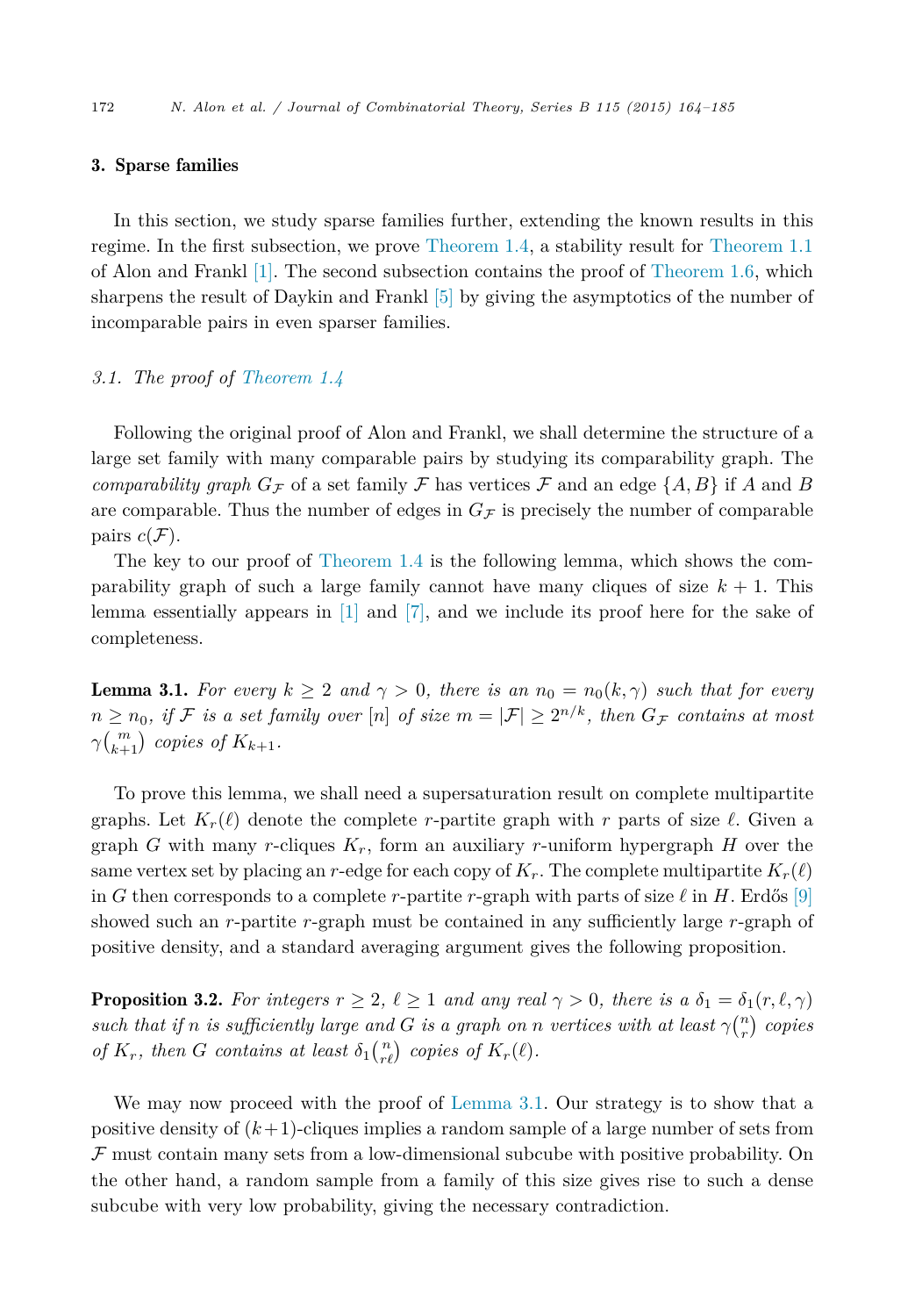## 3. Sparse families

In this section, we study sparse families further, extending the known results in this regime. In the first subsection, we prove Theorem 1.4, a stability result for Theorem 1.1 of Alon and Frankl [1]. The second subsection contains the proof of Theorem 1.6, which sharpens the result of Daykin and Frankl [5] by giving the asymptotics of the number of incomparable pairs in even sparser families.

### 3.1. The proof of Theorem 1.4

Following the original proof of Alon and Frankl, we shall determine the structure of a large set family with many comparable pairs by studying its comparability graph. The *comparability graph* $G_{\mathcal{F}}$ of a set family $\mathcal{F}$ has vertices $\mathcal{F}$ and an edge $\{A, B\}$ if $A$ and $B$ are comparable. Thus the number of edges in $G_{\mathcal{F}}$ is precisely the number of comparable pairs $c(\mathcal{F})$.

The key to our proof of Theorem 1.4 is the following lemma, which shows the comparability graph of such a large family cannot have many cliques of size $k+1$. This lemma essentially appears in [1] and [7], and we include its proof here for the sake of completeness.

**Lemma 3.1.** *For every $k \geq 2$ and $\gamma > 0$, there is an $n_0 = n_0(k, \gamma)$ such that for every $n \geq n_0$, if $\mathcal{F}$ is a set family over $[n]$ of size $m = |\mathcal{F}| \geq 2^{n/k}$, then $G_{\mathcal{F}}$ contains at most $\gamma\binom{m}{k+1}$ copies of $K_{k+1}$.*

To prove this lemma, we shall need a supersaturation result on complete multipartite graphs. Let $K_r(\ell)$ denote the complete $r$-partite graph with $r$ parts of size $\ell$. Given a graph $G$ with many $r$-cliques $K_r$, form an auxiliary $r$-uniform hypergraph $H$ over the same vertex set by placing an $r$-edge for each copy of $K_r$. The complete multipartite $K_r(\ell)$ in $G$ then corresponds to a complete $r$-partite $r$-graph with parts of size $\ell$ in $H$. Erdős [9] showed such an $r$-partite $r$-graph must be contained in any sufficiently large $r$-graph of positive density, and a standard averaging argument gives the following proposition.

**Proposition 3.2.** *For integers $r \geq 2$, $\ell \geq 1$ and any real $\gamma > 0$, there is a $\delta_1 = \delta_1(r, \ell, \gamma)$ such that if $n$ is sufficiently large and $G$ is a graph on $n$ vertices with at least $\gamma\binom{n}{r}$ copies of $K_r$, then $G$ contains at least $\delta_1\binom{n}{r\ell}$ copies of $K_r(\ell)$.*

We may now proceed with the proof of Lemma 3.1. Our strategy is to show that a positive density of $(k+1)$-cliques implies a random sample of a large number of sets from $\mathcal{F}$ must contain many sets from a low-dimensional subcube with positive probability. On the other hand, a random sample from a family of this size gives rise to such a dense subcube with very low probability, giving the necessary contradiction.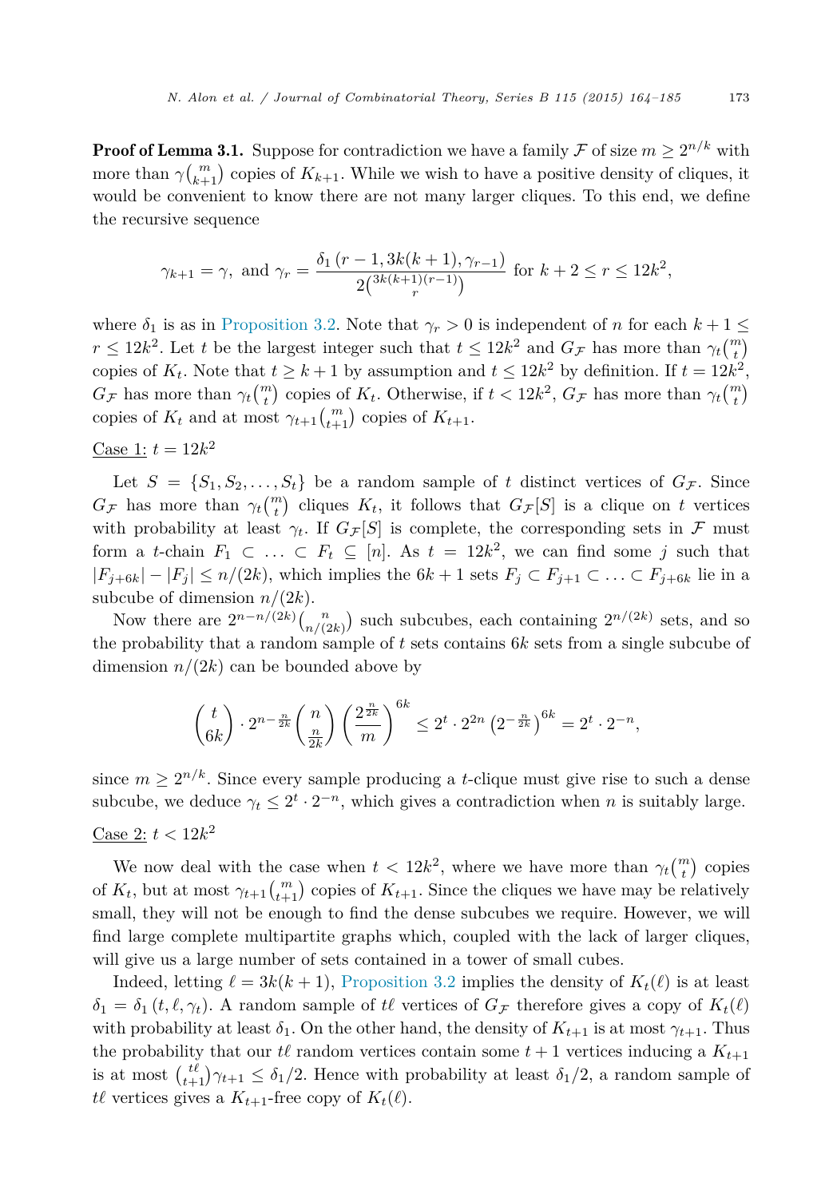**Proof of Lemma 3.1.** Suppose for contradiction we have a family $\mathcal{F}$ of size $m \geq 2^{n/k}$ with more than $\gamma\binom{m}{k+1}$ copies of $K_{k+1}$. While we wish to have a positive density of cliques, it would be convenient to know there are not many larger cliques. To this end, we define the recursive sequence

$$\gamma_{k+1} = \gamma, \text{ and } \gamma_r = \frac{\delta_1\left(r-1, 3k(k+1), \gamma_{r-1}\right)}{2\binom{3k(k+1)(r-1)}{r}} \text{ for } k+2 \leq r \leq 12k^2,$$

where $\delta_1$ is as in Proposition 3.2. Note that $\gamma_r > 0$ is independent of $n$ for each $k+1 \leq r \leq 12k^2$. Let $t$ be the largest integer such that $t \leq 12k^2$ and $G_{\mathcal{F}}$ has more than $\gamma_t\binom{m}{t}$ copies of $K_t$. Note that $t \geq k+1$ by assumption and $t \leq 12k^2$ by definition. If $t = 12k^2$, $G_{\mathcal{F}}$ has more than $\gamma_t\binom{m}{t}$ copies of $K_t$. Otherwise, if $t < 12k^2$, $G_{\mathcal{F}}$ has more than $\gamma_t\binom{m}{t}$ copies of $K_t$ and at most $\gamma_{t+1}\binom{m}{t+1}$ copies of $K_{t+1}$.

Case 1: $t = 12k^2$

Let $S = \{S_1, S_2, \ldots, S_t\}$ be a random sample of $t$ distinct vertices of $G_{\mathcal{F}}$. Since $G_{\mathcal{F}}$ has more than $\gamma_t\binom{m}{t}$ cliques $K_t$, it follows that $G_{\mathcal{F}}[S]$ is a clique on $t$ vertices with probability at least $\gamma_t$. If $G_{\mathcal{F}}[S]$ is complete, the corresponding sets in $\mathcal{F}$ must form a $t$-chain $F_1 \subset \ldots \subset F_t \subseteq [n]$. As $t = 12k^2$, we can find some $j$ such that $|F_{j+6k}| - |F_j| \leq n/(2k)$, which implies the $6k+1$ sets $F_j \subset F_{j+1} \subset \ldots \subset F_{j+6k}$ lie in a subcube of dimension $n/(2k)$.

Now there are $2^{n-n/(2k)}\binom{n}{n/(2k)}$ such subcubes, each containing $2^{n/(2k)}$ sets, and so the probability that a random sample of $t$ sets contains $6k$ sets from a single subcube of dimension $n/(2k)$ can be bounded above by

$$\binom{t}{6k} \cdot 2^{n-\frac{n}{2k}}\binom{n}{\frac{n}{2k}}\left(\frac{2^{\frac{n}{2k}}}{m}\right)^{6k} \leq 2^t \cdot 2^{2n}\left(2^{-\frac{n}{2k}}\right)^{6k} = 2^t \cdot 2^{-n},$$

since $m \geq 2^{n/k}$. Since every sample producing a $t$-clique must give rise to such a dense subcube, we deduce $\gamma_t \leq 2^t \cdot 2^{-n}$, which gives a contradiction when $n$ is suitably large.

Case 2: $t < 12k^2$

We now deal with the case when $t < 12k^2$, where we have more than $\gamma_t\binom{m}{t}$ copies of $K_t$, but at most $\gamma_{t+1}\binom{m}{t+1}$ copies of $K_{t+1}$. Since the cliques we have may be relatively small, they will not be enough to find the dense subcubes we require. However, we will find large complete multipartite graphs which, coupled with the lack of larger cliques, will give us a large number of sets contained in a tower of small cubes.

Indeed, letting $\ell = 3k(k+1)$, Proposition 3.2 implies the density of $K_t(\ell)$ is at least $\delta_1 = \delta_1(t, \ell, \gamma_t)$. A random sample of $t\ell$ vertices of $G_{\mathcal{F}}$ therefore gives a copy of $K_t(\ell)$ with probability at least $\delta_1$. On the other hand, the density of $K_{t+1}$ is at most $\gamma_{t+1}$. Thus the probability that our $t\ell$ random vertices contain some $t+1$ vertices inducing a $K_{t+1}$ is at most $\binom{t\ell}{t+1}\gamma_{t+1} \leq \delta_1/2$. Hence with probability at least $\delta_1/2$, a random sample of $t\ell$ vertices gives a $K_{t+1}$-free copy of $K_t(\ell)$.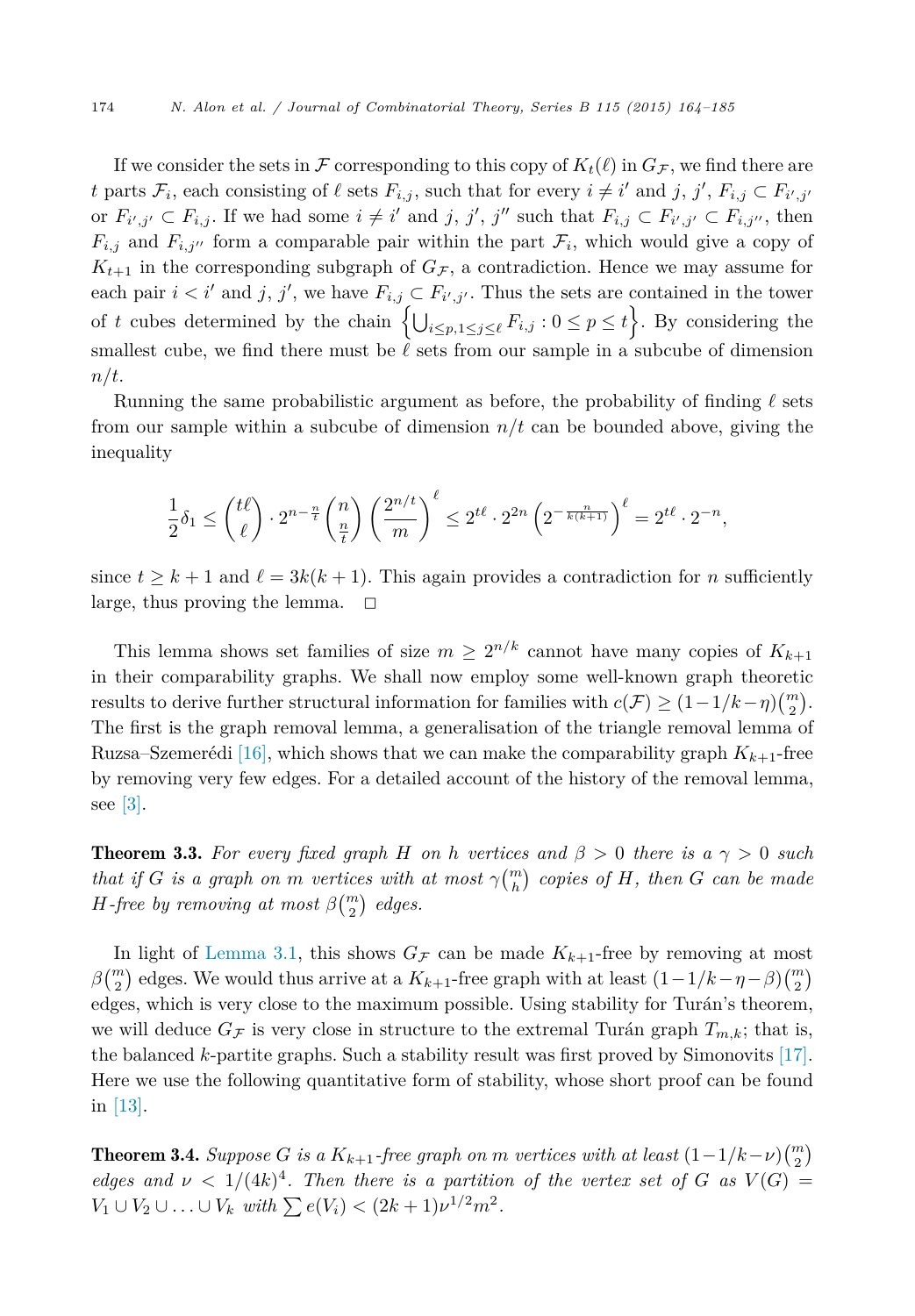If we consider the sets in $\mathcal{F}$ corresponding to this copy of $K_t(\ell)$ in $G_{\mathcal{F}}$, we find there are $t$ parts $\mathcal{F}_i$, each consisting of $\ell$ sets $F_{i,j}$, such that for every $i \neq i'$ and $j$, $j'$, $F_{i,j} \subset F_{i',j'}$ or $F_{i',j'} \subset F_{i,j}$. If we had some $i \neq i'$ and $j$, $j'$, $j''$ such that $F_{i,j} \subset F_{i',j'} \subset F_{i,j''}$, then $F_{i,j}$ and $F_{i,j''}$ form a comparable pair within the part $\mathcal{F}_i$, which would give a copy of $K_{t+1}$ in the corresponding subgraph of $G_{\mathcal{F}}$, a contradiction. Hence we may assume for each pair $i < i'$ and $j$, $j'$, we have $F_{i,j} \subset F_{i',j'}$. Thus the sets are contained in the tower of $t$ cubes determined by the chain $\left\{ \bigcup_{i \leq p, 1 \leq j \leq \ell} F_{i,j} : 0 \leq p \leq t \right\}$. By considering the smallest cube, we find there must be $\ell$ sets from our sample in a subcube of dimension $n/t$.

Running the same probabilistic argument as before, the probability of finding $\ell$ sets from our sample within a subcube of dimension $n/t$ can be bounded above, giving the inequality

$$\frac{1}{2}\delta_1 \leq \binom{t\ell}{\ell} \cdot 2^{n-\frac{n}{t}} \binom{n}{\frac{n}{t}} \left( \frac{2^{n/t}}{m} \right)^{\ell} \leq 2^{t\ell} \cdot 2^{2n} \left( 2^{-\frac{n}{k(k+1)}} \right)^{\ell} = 2^{t\ell} \cdot 2^{-n},$$

since $t \geq k+1$ and $\ell = 3k(k+1)$. This again provides a contradiction for $n$ sufficiently large, thus proving the lemma. $\square$

This lemma shows set families of size $m \geq 2^{n/k}$ cannot have many copies of $K_{k+1}$ in their comparability graphs. We shall now employ some well-known graph theoretic results to derive further structural information for families with $c(\mathcal{F}) \geq (1 - 1/k - \eta)\binom{m}{2}$. The first is the graph removal lemma, a generalisation of the triangle removal lemma of Ruzsa–Szemerédi [16], which shows that we can make the comparability graph $K_{k+1}$-free by removing very few edges. For a detailed account of the history of the removal lemma, see [3].

**Theorem 3.3.** *For every fixed graph $H$ on $h$ vertices and $\beta > 0$ there is a $\gamma > 0$ such that if $G$ is a graph on $m$ vertices with at most $\gamma\binom{m}{h}$ copies of $H$, then $G$ can be made $H$-free by removing at most $\beta\binom{m}{2}$ edges.*

In light of Lemma 3.1, this shows $G_{\mathcal{F}}$ can be made $K_{k+1}$-free by removing at most $\beta\binom{m}{2}$ edges. We would thus arrive at a $K_{k+1}$-free graph with at least $(1 - 1/k - \eta - \beta)\binom{m}{2}$ edges, which is very close to the maximum possible. Using stability for Turán's theorem, we will deduce $G_{\mathcal{F}}$ is very close in structure to the extremal Turán graph $T_{m,k}$; that is, the balanced $k$-partite graphs. Such a stability result was first proved by Simonovits [17]. Here we use the following quantitative form of stability, whose short proof can be found in [13].

**Theorem 3.4.** *Suppose $G$ is a $K_{k+1}$-free graph on $m$ vertices with at least $(1 - 1/k - \nu)\binom{m}{2}$ edges and $\nu < 1/(4k)^4$. Then there is a partition of the vertex set of $G$ as $V(G) = V_1 \cup V_2 \cup \ldots \cup V_k$ with $\sum e(V_i) < (2k+1)\nu^{1/2}m^2$.*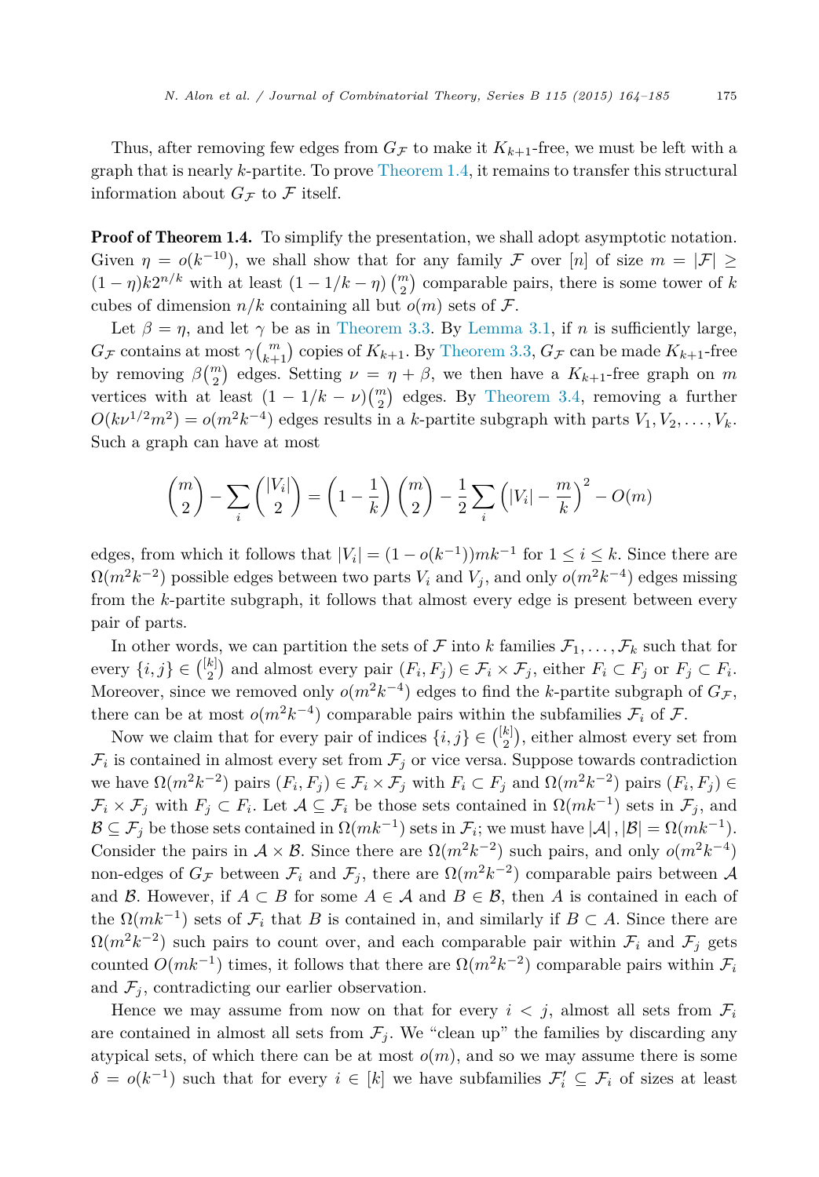Thus, after removing few edges from $G_{\mathcal{F}}$ to make it $K_{k+1}$-free, we must be left with a graph that is nearly $k$-partite. To prove Theorem 1.4, it remains to transfer this structural information about $G_{\mathcal{F}}$ to $\mathcal{F}$ itself.

**Proof of Theorem 1.4.** To simplify the presentation, we shall adopt asymptotic notation. Given $\eta = o(k^{-10})$, we shall show that for any family $\mathcal{F}$ over $[n]$ of size $m = |\mathcal{F}| \geq (1-\eta)k2^{n/k}$ with at least $(1 - 1/k - \eta)\binom{m}{2}$ comparable pairs, there is some tower of $k$ cubes of dimension $n/k$ containing all but $o(m)$ sets of $\mathcal{F}$.

Let $\beta = \eta$, and let $\gamma$ be as in Theorem 3.3. By Lemma 3.1, if $n$ is sufficiently large, $G_{\mathcal{F}}$ contains at most $\gamma\binom{m}{k+1}$ copies of $K_{k+1}$. By Theorem 3.3, $G_{\mathcal{F}}$ can be made $K_{k+1}$-free by removing $\beta\binom{m}{2}$ edges. Setting $\nu = \eta + \beta$, we then have a $K_{k+1}$-free graph on $m$ vertices with at least $(1 - 1/k - \nu)\binom{m}{2}$ edges. By Theorem 3.4, removing a further $O(k\nu^{1/2}m^2) = o(m^2k^{-4})$ edges results in a $k$-partite subgraph with parts $V_1, V_2, \ldots, V_k$. Such a graph can have at most

$$\binom{m}{2} - \sum_i \binom{|V_i|}{2} = \left(1 - \frac{1}{k}\right)\binom{m}{2} - \frac{1}{2}\sum_i \left(|V_i| - \frac{m}{k}\right)^2 - O(m)$$

edges, from which it follows that $|V_i| = (1 - o(k^{-1}))mk^{-1}$ for $1 \leq i \leq k$. Since there are $\Omega(m^2k^{-2})$ possible edges between two parts $V_i$ and $V_j$, and only $o(m^2k^{-4})$ edges missing from the $k$-partite subgraph, it follows that almost every edge is present between every pair of parts.

In other words, we can partition the sets of $\mathcal{F}$ into $k$ families $\mathcal{F}_1, \ldots, \mathcal{F}_k$ such that for every $\{i,j\} \in \binom{[k]}{2}$ and almost every pair $(F_i, F_j) \in \mathcal{F}_i \times \mathcal{F}_j$, either $F_i \subset F_j$ or $F_j \subset F_i$. Moreover, since we removed only $o(m^2k^{-4})$ edges to find the $k$-partite subgraph of $G_{\mathcal{F}}$, there can be at most $o(m^2k^{-4})$ comparable pairs within the subfamilies $\mathcal{F}_i$ of $\mathcal{F}$.

Now we claim that for every pair of indices $\{i,j\} \in \binom{[k]}{2}$, either almost every set from $\mathcal{F}_i$ is contained in almost every set from $\mathcal{F}_j$ or vice versa. Suppose towards contradiction we have $\Omega(m^2k^{-2})$ pairs $(F_i, F_j) \in \mathcal{F}_i \times \mathcal{F}_j$ with $F_i \subset F_j$ and $\Omega(m^2k^{-2})$ pairs $(F_i, F_j) \in \mathcal{F}_i \times \mathcal{F}_j$ with $F_j \subset F_i$. Let $\mathcal{A} \subseteq \mathcal{F}_i$ be those sets contained in $\Omega(mk^{-1})$ sets in $\mathcal{F}_j$, and $\mathcal{B} \subseteq \mathcal{F}_j$ be those sets contained in $\Omega(mk^{-1})$ sets in $\mathcal{F}_i$; we must have $|\mathcal{A}|, |\mathcal{B}| = \Omega(mk^{-1})$. Consider the pairs in $\mathcal{A} \times \mathcal{B}$. Since there are $\Omega(m^2k^{-2})$ such pairs, and only $o(m^2k^{-4})$ non-edges of $G_{\mathcal{F}}$ between $\mathcal{F}_i$ and $\mathcal{F}_j$, there are $\Omega(m^2k^{-2})$ comparable pairs between $\mathcal{A}$ and $\mathcal{B}$. However, if $A \subset B$ for some $A \in \mathcal{A}$ and $B \in \mathcal{B}$, then $A$ is contained in each of the $\Omega(mk^{-1})$ sets of $\mathcal{F}_i$ that $B$ is contained in, and similarly if $B \subset A$. Since there are $\Omega(m^2k^{-2})$ such pairs to count over, and each comparable pair within $\mathcal{F}_i$ and $\mathcal{F}_j$ gets counted $O(mk^{-1})$ times, it follows that there are $\Omega(m^2k^{-2})$ comparable pairs within $\mathcal{F}_i$ and $\mathcal{F}_j$, contradicting our earlier observation.

Hence we may assume from now on that for every $i < j$, almost all sets from $\mathcal{F}_i$ are contained in almost all sets from $\mathcal{F}_j$. We "clean up" the families by discarding any atypical sets, of which there can be at most $o(m)$, and so we may assume there is some $\delta = o(k^{-1})$ such that for every $i \in [k]$ we have subfamilies $\mathcal{F}'_i \subseteq \mathcal{F}_i$ of sizes at least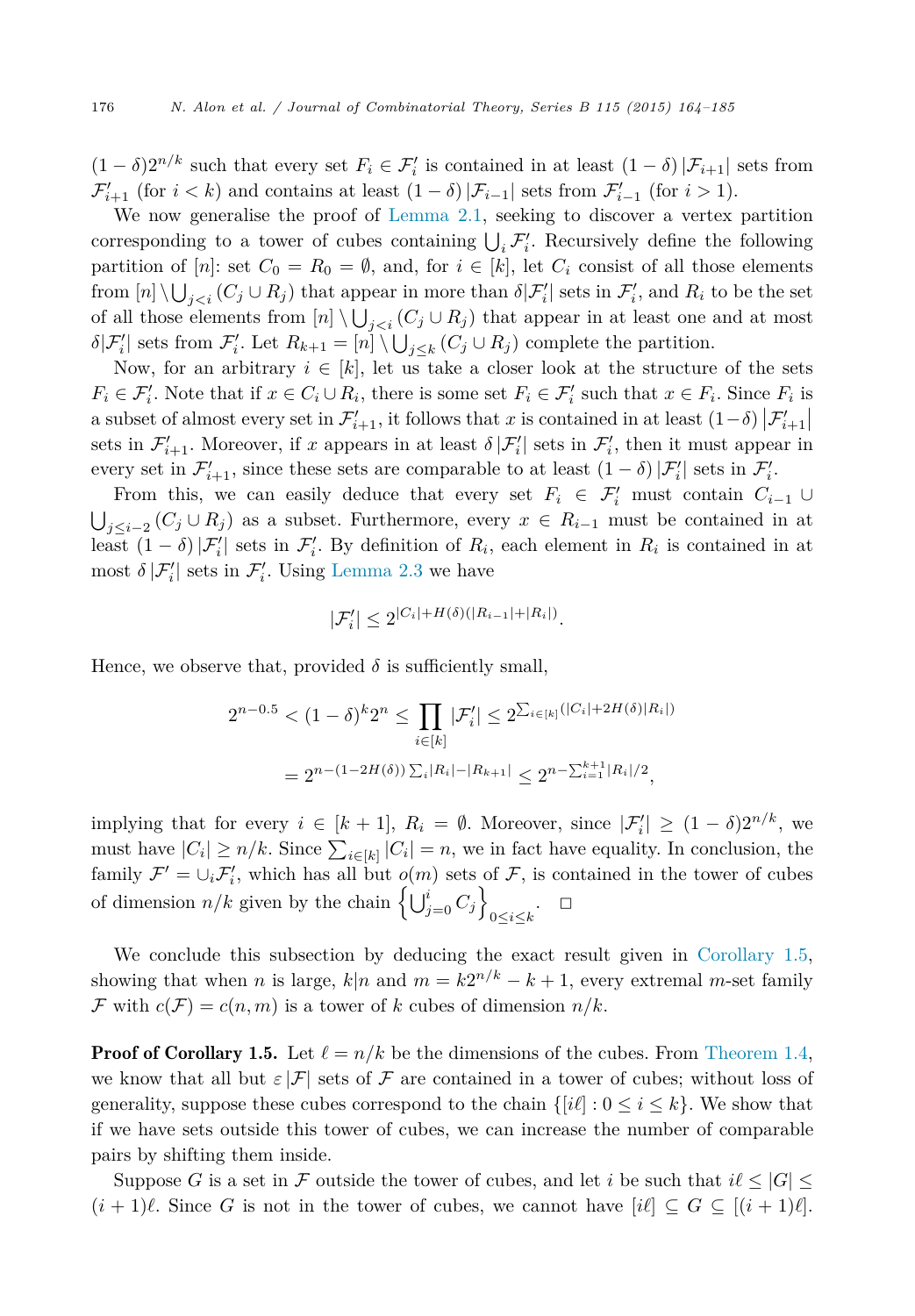$(1-\delta)2^{n/k}$ such that every set $F_i \in \mathcal{F}'_i$ is contained in at least $(1-\delta)|\mathcal{F}_{i+1}|$ sets from $\mathcal{F}'_{i+1}$ (for $i < k$) and contains at least $(1-\delta)|\mathcal{F}_{i-1}|$ sets from $\mathcal{F}'_{i-1}$ (for $i > 1$).

We now generalise the proof of Lemma 2.1, seeking to discover a vertex partition corresponding to a tower of cubes containing $\bigcup_i \mathcal{F}'_i$. Recursively define the following partition of $[n]$: set $C_0 = R_0 = \emptyset$, and, for $i \in [k]$, let $C_i$ consist of all those elements from $[n] \setminus \bigcup_{j<i}(C_j \cup R_j)$ that appear in more than $\delta|\mathcal{F}'_i|$ sets in $\mathcal{F}'_i$, and $R_i$ to be the set of all those elements from $[n] \setminus \bigcup_{j<i}(C_j \cup R_j)$ that appear in at least one and at most $\delta|\mathcal{F}'_i|$ sets from $\mathcal{F}'_i$. Let $R_{k+1} = [n] \setminus \bigcup_{j \le k}(C_j \cup R_j)$ complete the partition.

Now, for an arbitrary $i \in [k]$, let us take a closer look at the structure of the sets $F_i \in \mathcal{F}'_i$. Note that if $x \in C_i \cup R_i$, there is some set $F_i \in \mathcal{F}'_i$ such that $x \in F_i$. Since $F_i$ is a subset of almost every set in $\mathcal{F}'_{i+1}$, it follows that $x$ is contained in at least $(1-\delta)\left|\mathcal{F}'_{i+1}\right|$ sets in $\mathcal{F}'_{i+1}$. Moreover, if $x$ appears in at least $\delta|\mathcal{F}'_i|$ sets in $\mathcal{F}'_i$, then it must appear in every set in $\mathcal{F}'_{i+1}$, since these sets are comparable to at least $(1-\delta)|\mathcal{F}'_i|$ sets in $\mathcal{F}'_i$.

From this, we can easily deduce that every set $F_i \in \mathcal{F}'_i$ must contain $C_{i-1} \cup \bigcup_{j \le i-2}(C_j \cup R_j)$ as a subset. Furthermore, every $x \in R_{i-1}$ must be contained in at least $(1-\delta)|\mathcal{F}'_i|$ sets in $\mathcal{F}'_i$. By definition of $R_i$, each element in $R_i$ is contained in at most $\delta|\mathcal{F}'_i|$ sets in $\mathcal{F}'_i$. Using Lemma 2.3 we have

$$|\mathcal{F}'_i| \le 2^{|C_i| + H(\delta)(|R_{i-1}| + |R_i|)}.$$

Hence, we observe that, provided $\delta$ is sufficiently small,

$$2^{n-0.5} < (1-\delta)^k 2^n \le \prod_{i \in [k]} |\mathcal{F}'_i| \le 2^{\sum_{i \in [k]}(|C_i| + 2H(\delta)|R_i|)}$$
$$= 2^{n-(1-2H(\delta))\sum_i |R_i| - |R_{k+1}|} \le 2^{n - \sum_{i=1}^{k+1}|R_i|/2},$$

implying that for every $i \in [k+1]$, $R_i = \emptyset$. Moreover, since $|\mathcal{F}'_i| \ge (1-\delta)2^{n/k}$, we must have $|C_i| \ge n/k$. Since $\sum_{i \in [k]} |C_i| = n$, we in fact have equality. In conclusion, the family $\mathcal{F}' = \cup_i \mathcal{F}'_i$, which has all but $o(m)$ sets of $\mathcal{F}$, is contained in the tower of cubes of dimension $n/k$ given by the chain $\left\{\bigcup_{j=0}^{i} C_j\right\}_{0 \le i \le k}$. $\square$

We conclude this subsection by deducing the exact result given in Corollary 1.5, showing that when $n$ is large, $k|n$ and $m = k2^{n/k} - k + 1$, every extremal $m$-set family $\mathcal{F}$ with $c(\mathcal{F}) = c(n,m)$ is a tower of $k$ cubes of dimension $n/k$.

**Proof of Corollary 1.5.** Let $\ell = n/k$ be the dimensions of the cubes. From Theorem 1.4, we know that all but $\varepsilon|\mathcal{F}|$ sets of $\mathcal{F}$ are contained in a tower of cubes; without loss of generality, suppose these cubes correspond to the chain $\{[i\ell] : 0 \le i \le k\}$. We show that if we have sets outside this tower of cubes, we can increase the number of comparable pairs by shifting them inside.

Suppose $G$ is a set in $\mathcal{F}$ outside the tower of cubes, and let $i$ be such that $i\ell \le |G| \le (i+1)\ell$. Since $G$ is not in the tower of cubes, we cannot have $[i\ell] \subseteq G \subseteq [(i+1)\ell]$.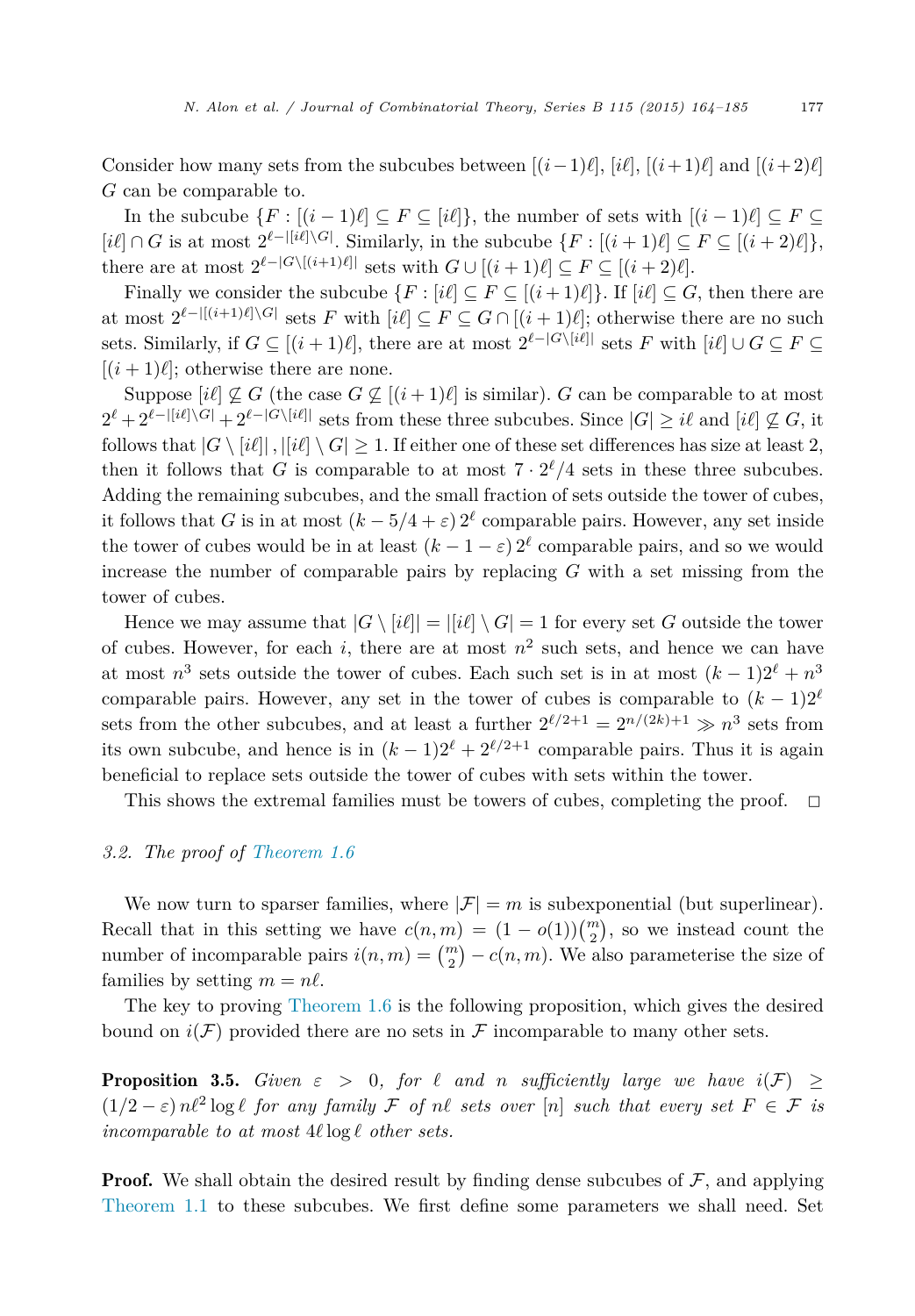Consider how many sets from the subcubes between $[(i-1)\ell]$, $[i\ell]$, $[(i+1)\ell]$ and $[(i+2)\ell]$ $G$ can be comparable to.

In the subcube $\{F : [(i-1)\ell] \subseteq F \subseteq [i\ell]\}$, the number of sets with $[(i-1)\ell] \subseteq F \subseteq [i\ell] \cap G$ is at most $2^{\ell - |[i\ell]\setminus G|}$. Similarly, in the subcube $\{F : [(i+1)\ell] \subseteq F \subseteq [(i+2)\ell]\}$, there are at most $2^{\ell - |G \setminus [(i+1)\ell]|}$ sets with $G \cup [(i+1)\ell] \subseteq F \subseteq [(i+2)\ell]$.

Finally we consider the subcube $\{F : [i\ell] \subseteq F \subseteq [(i+1)\ell]\}$. If $[i\ell] \subseteq G$, then there are at most $2^{\ell - |[(i+1)\ell]\setminus G|}$ sets $F$ with $[i\ell] \subseteq F \subseteq G \cap [(i+1)\ell]$; otherwise there are no such sets. Similarly, if $G \subseteq [(i+1)\ell]$, there are at most $2^{\ell - |G\setminus[i\ell]|}$ sets $F$ with $[i\ell] \cup G \subseteq F \subseteq [(i+1)\ell]$; otherwise there are none.

Suppose $[i\ell] \not\subseteq G$ (the case $G \not\subseteq [(i+1)\ell]$ is similar). $G$ can be comparable to at most $2^\ell + 2^{\ell - |[i\ell]\setminus G|} + 2^{\ell - |G \setminus [i\ell]|}$ sets from these three subcubes. Since $|G| \geq i\ell$ and $[i\ell] \not\subseteq G$, it follows that $|G \setminus [i\ell]|, |[i\ell] \setminus G| \geq 1$. If either one of these set differences has size at least 2, then it follows that $G$ is comparable to at most $7 \cdot 2^\ell/4$ sets in these three subcubes. Adding the remaining subcubes, and the small fraction of sets outside the tower of cubes, it follows that $G$ is in at most $(k - 5/4 + \varepsilon)\, 2^\ell$ comparable pairs. However, any set inside the tower of cubes would be in at least $(k - 1 - \varepsilon)\, 2^\ell$ comparable pairs, and so we would increase the number of comparable pairs by replacing $G$ with a set missing from the tower of cubes.

Hence we may assume that $|G \setminus [i\ell]| = |[i\ell] \setminus G| = 1$ for every set $G$ outside the tower of cubes. However, for each $i$, there are at most $n^2$ such sets, and hence we can have at most $n^3$ sets outside the tower of cubes. Each such set is in at most $(k-1)2^\ell + n^3$ comparable pairs. However, any set in the tower of cubes is comparable to $(k-1)2^\ell$ sets from the other subcubes, and at least a further $2^{\ell/2+1} = 2^{n/(2k)+1} \gg n^3$ sets from its own subcube, and hence is in $(k-1)2^\ell + 2^{\ell/2+1}$ comparable pairs. Thus it is again beneficial to replace sets outside the tower of cubes with sets within the tower.

This shows the extremal families must be towers of cubes, completing the proof. $\square$

### 3.2. The proof of Theorem 1.6

We now turn to sparser families, where $|\mathcal{F}| = m$ is subexponential (but superlinear). Recall that in this setting we have $c(n, m) = (1 - o(1))\binom{m}{2}$, so we instead count the number of incomparable pairs $i(n, m) = \binom{m}{2} - c(n, m)$. We also parameterise the size of families by setting $m = n\ell$.

The key to proving Theorem 1.6 is the following proposition, which gives the desired bound on $i(\mathcal{F})$ provided there are no sets in $\mathcal{F}$ incomparable to many other sets.

**Proposition 3.5.** *Given $\varepsilon > 0$, for $\ell$ and $n$ sufficiently large we have $i(\mathcal{F}) \geq (1/2 - \varepsilon)\, n\ell^2 \log \ell$ for any family $\mathcal{F}$ of $n\ell$ sets over $[n]$ such that every set $F \in \mathcal{F}$ is incomparable to at most $4\ell \log \ell$ other sets.*

**Proof.** We shall obtain the desired result by finding dense subcubes of $\mathcal{F}$, and applying Theorem 1.1 to these subcubes. We first define some parameters we shall need. Set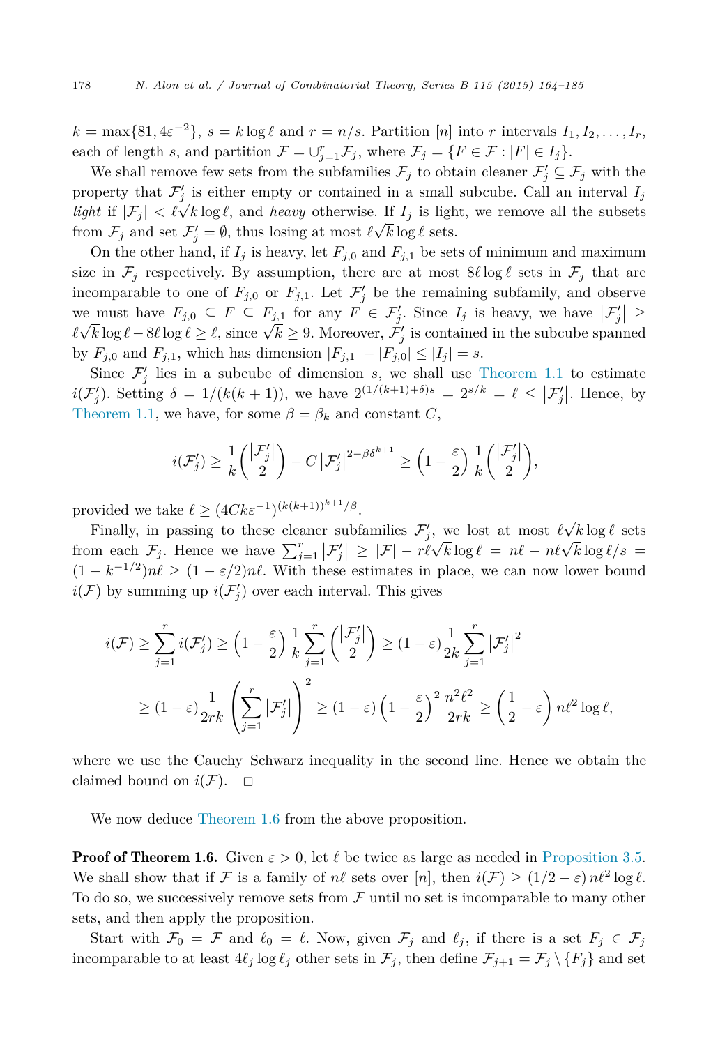$k = \max\{81, 4\varepsilon^{-2}\}$, $s = k \log \ell$ and $r = n/s$. Partition $[n]$ into $r$ intervals $I_1, I_2, \ldots, I_r$, each of length $s$, and partition $\mathcal{F} = \cup_{j=1}^r \mathcal{F}_j$, where $\mathcal{F}_j = \{F \in \mathcal{F} : |F| \in I_j\}$.

We shall remove few sets from the subfamilies $\mathcal{F}_j$ to obtain cleaner $\mathcal{F}'_j \subseteq \mathcal{F}_j$ with the property that $\mathcal{F}'_j$ is either empty or contained in a small subcube. Call an interval $I_j$ *light* if $|\mathcal{F}_j| < \ell\sqrt{k} \log \ell$, and *heavy* otherwise. If $I_j$ is light, we remove all the subsets from $\mathcal{F}_j$ and set $\mathcal{F}'_j = \emptyset$, thus losing at most $\ell\sqrt{k}\log\ell$ sets.

On the other hand, if $I_j$ is heavy, let $F_{j,0}$ and $F_{j,1}$ be sets of minimum and maximum size in $\mathcal{F}_j$ respectively. By assumption, there are at most $8\ell\log\ell$ sets in $\mathcal{F}_j$ that are incomparable to one of $F_{j,0}$ or $F_{j,1}$. Let $\mathcal{F}'_j$ be the remaining subfamily, and observe we must have $F_{j,0} \subseteq F \subseteq F_{j,1}$ for any $F \in \mathcal{F}'_j$. Since $I_j$ is heavy, we have $|\mathcal{F}'_j| \geq \ell\sqrt{k}\log\ell - 8\ell\log\ell \geq \ell$, since $\sqrt{k} \geq 9$. Moreover, $\mathcal{F}'_j$ is contained in the subcube spanned by $F_{j,0}$ and $F_{j,1}$, which has dimension $|F_{j,1}| - |F_{j,0}| \leq |I_j| = s$.

Since $\mathcal{F}'_j$ lies in a subcube of dimension $s$, we shall use Theorem 1.1 to estimate $i(\mathcal{F}'_j)$. Setting $\delta = 1/(k(k+1))$, we have $2^{(1/(k+1)+\delta)s} = 2^{s/k} = \ell \leq |\mathcal{F}'_j|$. Hence, by Theorem 1.1, we have, for some $\beta = \beta_k$ and constant $C$,

$$i(\mathcal{F}'_j) \geq \frac{1}{k}\binom{|\mathcal{F}'_j|}{2} - C\,|\mathcal{F}'_j|^{2-\beta\delta^{k+1}} \geq \left(1 - \frac{\varepsilon}{2}\right)\frac{1}{k}\binom{|\mathcal{F}'_j|}{2},$$

provided we take $\ell \geq (4Ck\varepsilon^{-1})^{(k(k+1))^{k+1}/\beta}$.

Finally, in passing to these cleaner subfamilies $\mathcal{F}'_j$, we lost at most $\ell\sqrt{k}\log\ell$ sets from each $\mathcal{F}_j$. Hence we have $\sum_{j=1}^r |\mathcal{F}'_j| \geq |\mathcal{F}| - r\ell\sqrt{k}\log\ell = n\ell - n\ell\sqrt{k}\log\ell/s = (1 - k^{-1/2})n\ell \geq (1 - \varepsilon/2)n\ell$. With these estimates in place, we can now lower bound $i(\mathcal{F})$ by summing up $i(\mathcal{F}'_j)$ over each interval. This gives

$$\begin{aligned} i(\mathcal{F}) &\geq \sum_{j=1}^r i(\mathcal{F}'_j) \geq \left(1 - \frac{\varepsilon}{2}\right)\frac{1}{k}\sum_{j=1}^r \binom{|\mathcal{F}'_j|}{2} \geq (1-\varepsilon)\frac{1}{2k}\sum_{j=1}^r |\mathcal{F}'_j|^2 \\ &\geq (1-\varepsilon)\frac{1}{2rk}\left(\sum_{j=1}^r |\mathcal{F}'_j|\right)^2 \geq (1-\varepsilon)\left(1 - \frac{\varepsilon}{2}\right)^2 \frac{n^2\ell^2}{2rk} \geq \left(\frac{1}{2} - \varepsilon\right) n\ell^2\log\ell, \end{aligned}$$

where we use the Cauchy–Schwarz inequality in the second line. Hence we obtain the claimed bound on $i(\mathcal{F})$. $\square$

We now deduce Theorem 1.6 from the above proposition.

**Proof of Theorem 1.6.** Given $\varepsilon > 0$, let $\ell$ be twice as large as needed in Proposition 3.5. We shall show that if $\mathcal{F}$ is a family of $n\ell$ sets over $[n]$, then $i(\mathcal{F}) \geq (1/2 - \varepsilon)\, n\ell^2\log\ell$. To do so, we successively remove sets from $\mathcal{F}$ until no set is incomparable to many other sets, and then apply the proposition.

Start with $\mathcal{F}_0 = \mathcal{F}$ and $\ell_0 = \ell$. Now, given $\mathcal{F}_j$ and $\ell_j$, if there is a set $F_j \in \mathcal{F}_j$ incomparable to at least $4\ell_j\log\ell_j$ other sets in $\mathcal{F}_j$, then define $\mathcal{F}_{j+1} = \mathcal{F}_j \setminus \{F_j\}$ and set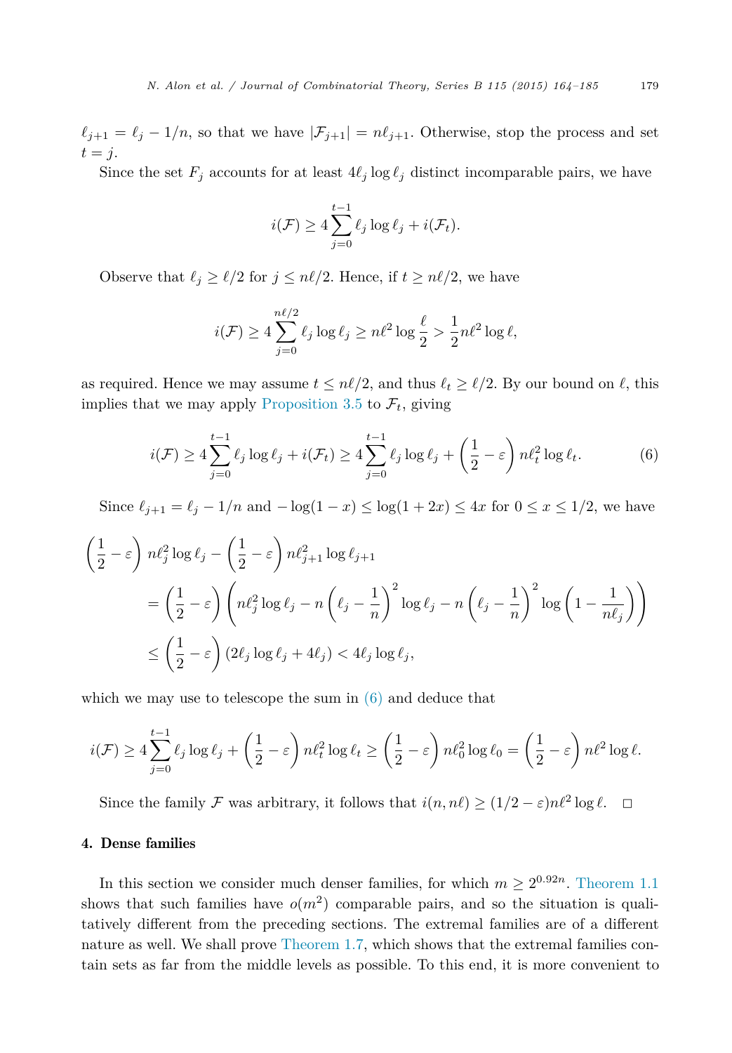$\ell_{j+1} = \ell_j - 1/n$, so that we have $|\mathcal{F}_{j+1}| = n\ell_{j+1}$. Otherwise, stop the process and set $t = j$.

Since the set $F_j$ accounts for at least $4\ell_j \log \ell_j$ distinct incomparable pairs, we have

$$i(\mathcal{F}) \geq 4\sum_{j=0}^{t-1} \ell_j \log \ell_j + i(\mathcal{F}_t).$$

Observe that $\ell_j \geq \ell/2$ for $j \leq n\ell/2$. Hence, if $t \geq n\ell/2$, we have

$$i(\mathcal{F}) \geq 4\sum_{j=0}^{n\ell/2} \ell_j \log \ell_j \geq n\ell^2 \log \frac{\ell}{2} > \frac{1}{2} n\ell^2 \log \ell,$$

as required. Hence we may assume $t \leq n\ell/2$, and thus $\ell_t \geq \ell/2$. By our bound on $\ell$, this implies that we may apply Proposition 3.5 to $\mathcal{F}_t$, giving

$$i(\mathcal{F}) \geq 4\sum_{j=0}^{t-1} \ell_j \log \ell_j + i(\mathcal{F}_t) \geq 4\sum_{j=0}^{t-1} \ell_j \log \ell_j + \left(\frac{1}{2} - \varepsilon\right) n\ell_t^2 \log \ell_t. \tag{6}$$

Since $\ell_{j+1} = \ell_j - 1/n$ and $-\log(1-x) \leq \log(1+2x) \leq 4x$ for $0 \leq x \leq 1/2$, we have

$$\begin{aligned}
&\left(\frac{1}{2} - \varepsilon\right) n\ell_j^2 \log \ell_j - \left(\frac{1}{2} - \varepsilon\right) n\ell_{j+1}^2 \log \ell_{j+1} \\
&\quad = \left(\frac{1}{2} - \varepsilon\right) \left( n\ell_j^2 \log \ell_j - n\left(\ell_j - \frac{1}{n}\right)^2 \log \ell_j - n\left(\ell_j - \frac{1}{n}\right)^2 \log\left(1 - \frac{1}{n\ell_j}\right)\right) \\
&\quad \leq \left(\frac{1}{2} - \varepsilon\right) (2\ell_j \log \ell_j + 4\ell_j) < 4\ell_j \log \ell_j,
\end{aligned}$$

which we may use to telescope the sum in (6) and deduce that

$$i(\mathcal{F}) \geq 4\sum_{j=0}^{t-1} \ell_j \log \ell_j + \left(\frac{1}{2} - \varepsilon\right) n\ell_t^2 \log \ell_t \geq \left(\frac{1}{2} - \varepsilon\right) n\ell_0^2 \log \ell_0 = \left(\frac{1}{2} - \varepsilon\right) n\ell^2 \log \ell.$$

Since the family $\mathcal{F}$ was arbitrary, it follows that $i(n, n\ell) \geq (1/2 - \varepsilon)n\ell^2 \log \ell$. $\square$

## 4. Dense families

In this section we consider much denser families, for which $m \geq 2^{0.92n}$. Theorem 1.1 shows that such families have $o(m^2)$ comparable pairs, and so the situation is qualitatively different from the preceding sections. The extremal families are of a different nature as well. We shall prove Theorem 1.7, which shows that the extremal families contain sets as far from the middle levels as possible. To this end, it is more convenient to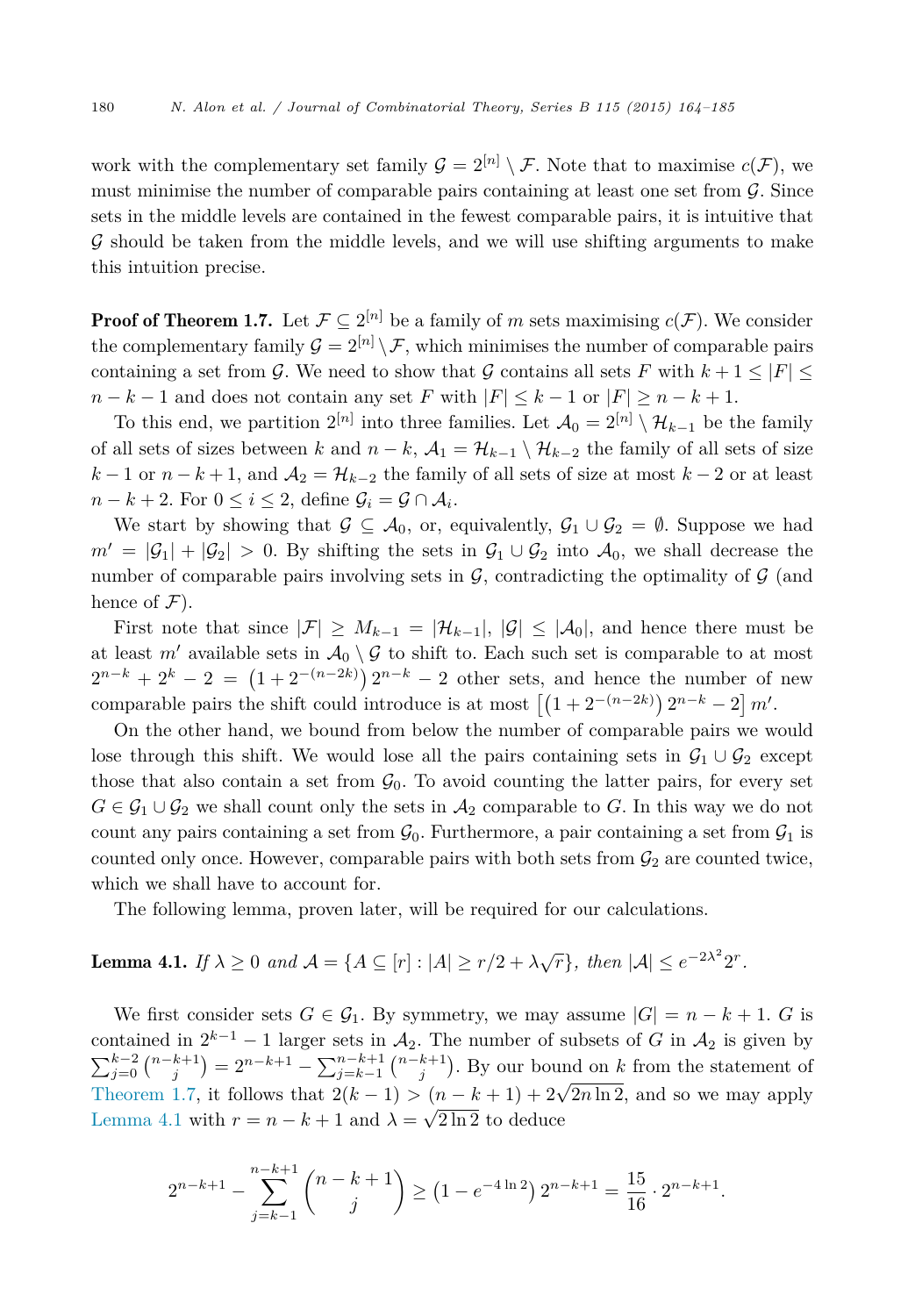work with the complementary set family $\mathcal{G} = 2^{[n]} \setminus \mathcal{F}$. Note that to maximise $c(\mathcal{F})$, we must minimise the number of comparable pairs containing at least one set from $\mathcal{G}$. Since sets in the middle levels are contained in the fewest comparable pairs, it is intuitive that $\mathcal{G}$ should be taken from the middle levels, and we will use shifting arguments to make this intuition precise.

**Proof of Theorem 1.7.** Let $\mathcal{F} \subseteq 2^{[n]}$ be a family of $m$ sets maximising $c(\mathcal{F})$. We consider the complementary family $\mathcal{G} = 2^{[n]} \setminus \mathcal{F}$, which minimises the number of comparable pairs containing a set from $\mathcal{G}$. We need to show that $\mathcal{G}$ contains all sets $F$ with $k+1 \le |F| \le n-k-1$ and does not contain any set $F$ with $|F| \le k-1$ or $|F| \ge n-k+1$.

To this end, we partition $2^{[n]}$ into three families. Let $\mathcal{A}_0 = 2^{[n]} \setminus \mathcal{H}_{k-1}$ be the family of all sets of sizes between $k$ and $n-k$, $\mathcal{A}_1 = \mathcal{H}_{k-1} \setminus \mathcal{H}_{k-2}$ the family of all sets of size $k-1$ or $n-k+1$, and $\mathcal{A}_2 = \mathcal{H}_{k-2}$ the family of all sets of size at most $k-2$ or at least $n-k+2$. For $0 \le i \le 2$, define $\mathcal{G}_i = \mathcal{G} \cap \mathcal{A}_i$.

We start by showing that $\mathcal{G} \subseteq \mathcal{A}_0$, or, equivalently, $\mathcal{G}_1 \cup \mathcal{G}_2 = \emptyset$. Suppose we had $m' = |\mathcal{G}_1| + |\mathcal{G}_2| > 0$. By shifting the sets in $\mathcal{G}_1 \cup \mathcal{G}_2$ into $\mathcal{A}_0$, we shall decrease the number of comparable pairs involving sets in $\mathcal{G}$, contradicting the optimality of $\mathcal{G}$ (and hence of $\mathcal{F}$).

First note that since $|\mathcal{F}| \ge M_{k-1} = |\mathcal{H}_{k-1}|$, $|\mathcal{G}| \le |\mathcal{A}_0|$, and hence there must be at least $m'$ available sets in $\mathcal{A}_0 \setminus \mathcal{G}$ to shift to. Each such set is comparable to at most $2^{n-k} + 2^k - 2 = \left(1 + 2^{-(n-2k)}\right) 2^{n-k} - 2$ other sets, and hence the number of new comparable pairs the shift could introduce is at most $\left[\left(1 + 2^{-(n-2k)}\right) 2^{n-k} - 2\right] m'$.

On the other hand, we bound from below the number of comparable pairs we would lose through this shift. We would lose all the pairs containing sets in $\mathcal{G}_1 \cup \mathcal{G}_2$ except those that also contain a set from $\mathcal{G}_0$. To avoid counting the latter pairs, for every set $G \in \mathcal{G}_1 \cup \mathcal{G}_2$ we shall count only the sets in $\mathcal{A}_2$ comparable to $G$. In this way we do not count any pairs containing a set from $\mathcal{G}_0$. Furthermore, a pair containing a set from $\mathcal{G}_1$ is counted only once. However, comparable pairs with both sets from $\mathcal{G}_2$ are counted twice, which we shall have to account for.

The following lemma, proven later, will be required for our calculations.

**Lemma 4.1.** *If $\lambda \ge 0$ and $\mathcal{A} = \{A \subseteq [r] : |A| \ge r/2 + \lambda\sqrt{r}\}$, then $|\mathcal{A}| \le e^{-2\lambda^2} 2^r$.*

We first consider sets $G \in \mathcal{G}_1$. By symmetry, we may assume $|G| = n-k+1$. $G$ is contained in $2^{k-1} - 1$ larger sets in $\mathcal{A}_2$. The number of subsets of $G$ in $\mathcal{A}_2$ is given by $\sum_{j=0}^{k-2} \binom{n-k+1}{j} = 2^{n-k+1} - \sum_{j=k-1}^{n-k+1} \binom{n-k+1}{j}$. By our bound on $k$ from the statement of Theorem 1.7, it follows that $2(k-1) > (n-k+1) + 2\sqrt{2n \ln 2}$, and so we may apply Lemma 4.1 with $r = n-k+1$ and $\lambda = \sqrt{2 \ln 2}$ to deduce

$$2^{n-k+1} - \sum_{j=k-1}^{n-k+1} \binom{n-k+1}{j} \ge \left(1 - e^{-4 \ln 2}\right) 2^{n-k+1} = \frac{15}{16} \cdot 2^{n-k+1}.$$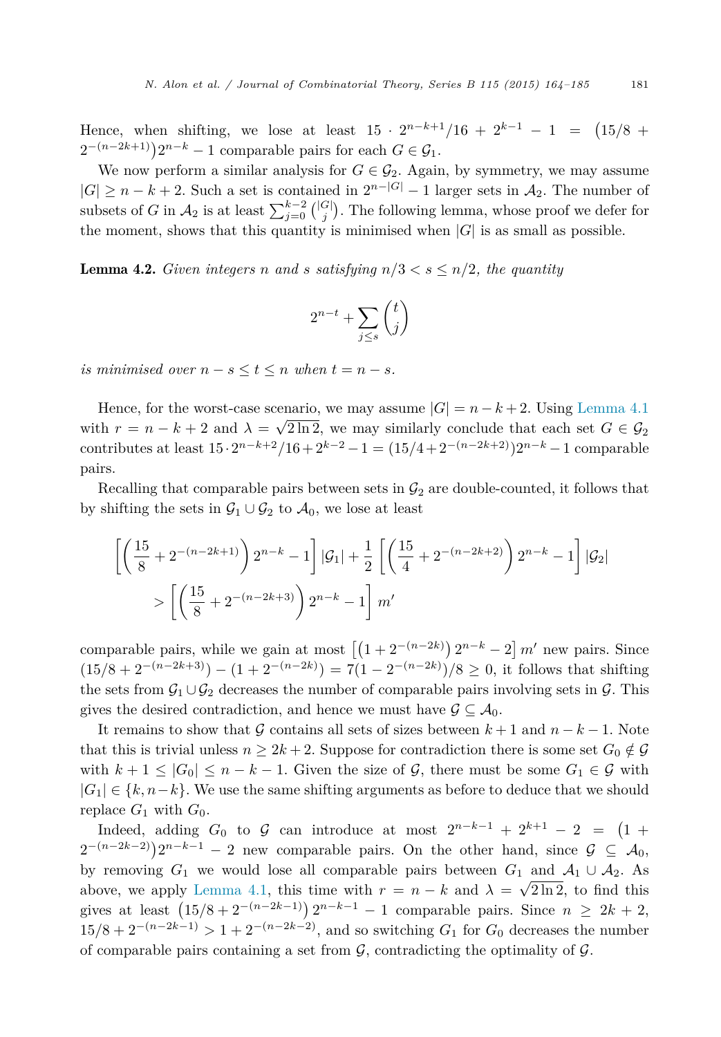Hence, when shifting, we lose at least $15 \cdot 2^{n-k+1}/16 + 2^{k-1} - 1 = \left(15/8 + 2^{-(n-2k+1)}\right)2^{n-k} - 1$ comparable pairs for each $G \in \mathcal{G}_1$.

We now perform a similar analysis for $G \in \mathcal{G}_2$. Again, by symmetry, we may assume $|G| \geq n - k + 2$. Such a set is contained in $2^{n-|G|} - 1$ larger sets in $\mathcal{A}_2$. The number of subsets of $G$ in $\mathcal{A}_2$ is at least $\sum_{j=0}^{k-2} \binom{|G|}{j}$. The following lemma, whose proof we defer for the moment, shows that this quantity is minimised when $|G|$ is as small as possible.

**Lemma 4.2.** *Given integers $n$ and $s$ satisfying $n/3 < s \leq n/2$, the quantity*

$$2^{n-t} + \sum_{j \leq s} \binom{t}{j}$$

*is minimised over $n - s \leq t \leq n$ when $t = n - s$.*

Hence, for the worst-case scenario, we may assume $|G| = n - k + 2$. Using Lemma 4.1 with $r = n - k + 2$ and $\lambda = \sqrt{2 \ln 2}$, we may similarly conclude that each set $G \in \mathcal{G}_2$ contributes at least $15 \cdot 2^{n-k+2}/16 + 2^{k-2} - 1 = (15/4 + 2^{-(n-2k+2)})2^{n-k} - 1$ comparable pairs.

Recalling that comparable pairs between sets in $\mathcal{G}_2$ are double-counted, it follows that by shifting the sets in $\mathcal{G}_1 \cup \mathcal{G}_2$ to $\mathcal{A}_0$, we lose at least

$$\left[\left(\frac{15}{8} + 2^{-(n-2k+1)}\right)2^{n-k} - 1\right]|\mathcal{G}_1| + \frac{1}{2}\left[\left(\frac{15}{4} + 2^{-(n-2k+2)}\right)2^{n-k} - 1\right]|\mathcal{G}_2|$$
$$> \left[\left(\frac{15}{8} + 2^{-(n-2k+3)}\right)2^{n-k} - 1\right]m'$$

comparable pairs, while we gain at most $\left[\left(1 + 2^{-(n-2k)}\right)2^{n-k} - 2\right]m'$ new pairs. Since $(15/8 + 2^{-(n-2k+3)}) - (1 + 2^{-(n-2k)}) = 7(1 - 2^{-(n-2k)})/8 \geq 0$, it follows that shifting the sets from $\mathcal{G}_1 \cup \mathcal{G}_2$ decreases the number of comparable pairs involving sets in $\mathcal{G}$. This gives the desired contradiction, and hence we must have $\mathcal{G} \subseteq \mathcal{A}_0$.

It remains to show that $\mathcal{G}$ contains all sets of sizes between $k+1$ and $n-k-1$. Note that this is trivial unless $n \geq 2k+2$. Suppose for contradiction there is some set $G_0 \notin \mathcal{G}$ with $k + 1 \leq |G_0| \leq n - k - 1$. Given the size of $\mathcal{G}$, there must be some $G_1 \in \mathcal{G}$ with $|G_1| \in \{k, n-k\}$. We use the same shifting arguments as before to deduce that we should replace $G_1$ with $G_0$.

Indeed, adding $G_0$ to $\mathcal{G}$ can introduce at most $2^{n-k-1} + 2^{k+1} - 2 = \left(1 + 2^{-(n-2k-2)}\right)2^{n-k-1} - 2$ new comparable pairs. On the other hand, since $\mathcal{G} \subseteq \mathcal{A}_0$, by removing $G_1$ we would lose all comparable pairs between $G_1$ and $\mathcal{A}_1 \cup \mathcal{A}_2$. As above, we apply Lemma 4.1, this time with $r = n - k$ and $\lambda = \sqrt{2 \ln 2}$, to find this gives at least $\left(15/8 + 2^{-(n-2k-1)}\right)2^{n-k-1} - 1$ comparable pairs. Since $n \geq 2k+2$, $15/8 + 2^{-(n-2k-1)} > 1 + 2^{-(n-2k-2)}$, and so switching $G_1$ for $G_0$ decreases the number of comparable pairs containing a set from $\mathcal{G}$, contradicting the optimality of $\mathcal{G}$.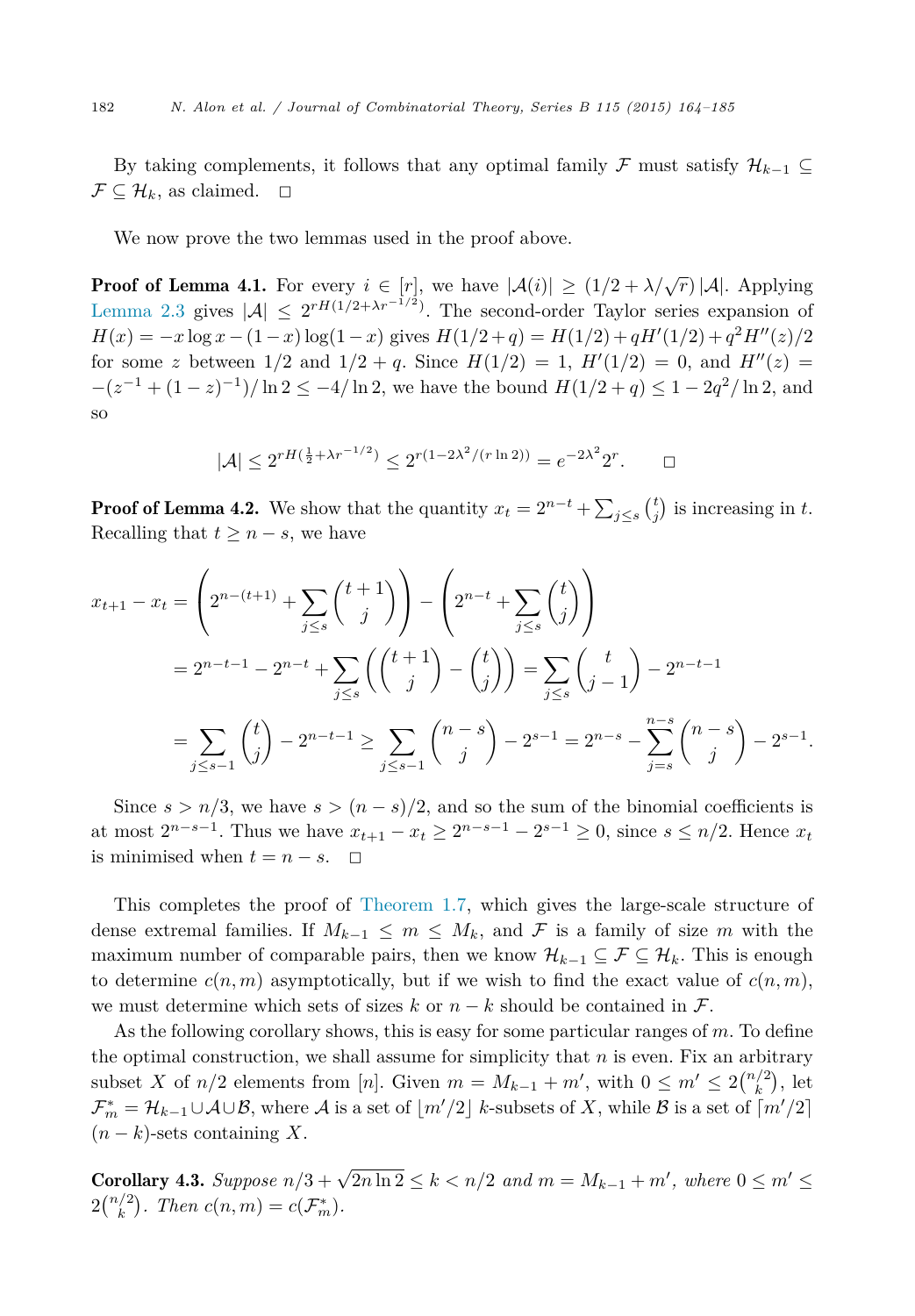By taking complements, it follows that any optimal family $\mathcal{F}$ must satisfy $\mathcal{H}_{k-1} \subseteq \mathcal{F} \subseteq \mathcal{H}_k$, as claimed. $\square$

We now prove the two lemmas used in the proof above.

**Proof of Lemma 4.1.** For every $i \in [r]$, we have $|\mathcal{A}(i)| \geq (1/2 + \lambda/\sqrt{r})\,|\mathcal{A}|$. Applying Lemma 2.3 gives $|\mathcal{A}| \leq 2^{rH(1/2+\lambda r^{-1/2})}$. The second-order Taylor series expansion of $H(x) = -x \log x - (1-x)\log(1-x)$ gives $H(1/2+q) = H(1/2) + qH'(1/2) + q^2 H''(z)/2$ for some $z$ between $1/2$ and $1/2+q$. Since $H(1/2) = 1$, $H'(1/2) = 0$, and $H''(z) = -(z^{-1} + (1-z)^{-1})/\ln 2 \leq -4/\ln 2$, we have the bound $H(1/2+q) \leq 1 - 2q^2/\ln 2$, and so

$$|\mathcal{A}| \leq 2^{rH(\frac{1}{2}+\lambda r^{-1/2})} \leq 2^{r(1-2\lambda^2/(r\ln 2))} = e^{-2\lambda^2} 2^r. \qquad \square$$

**Proof of Lemma 4.2.** We show that the quantity $x_t = 2^{n-t} + \sum_{j \leq s} \binom{t}{j}$ is increasing in $t$. Recalling that $t \geq n-s$, we have

$$\begin{aligned} x_{t+1} - x_t &= \left(2^{n-(t+1)} + \sum_{j\leq s}\binom{t+1}{j}\right) - \left(2^{n-t} + \sum_{j \leq s}\binom{t}{j}\right) \\ &= 2^{n-t-1} - 2^{n-t} + \sum_{j\leq s}\left(\binom{t+1}{j} - \binom{t}{j}\right) = \sum_{j\leq s}\binom{t}{j-1} - 2^{n-t-1} \\ &= \sum_{j \leq s-1}\binom{t}{j} - 2^{n-t-1} \geq \sum_{j\leq s-1}\binom{n-s}{j} - 2^{s-1} = 2^{n-s} - \sum_{j=s}^{n-s}\binom{n-s}{j} - 2^{s-1}. \end{aligned}$$

Since $s > n/3$, we have $s > (n-s)/2$, and so the sum of the binomial coefficients is at most $2^{n-s-1}$. Thus we have $x_{t+1} - x_t \geq 2^{n-s-1} - 2^{s-1} \geq 0$, since $s \leq n/2$. Hence $x_t$ is minimised when $t = n-s$. $\square$

This completes the proof of Theorem 1.7, which gives the large-scale structure of dense extremal families. If $M_{k-1} \leq m \leq M_k$, and $\mathcal{F}$ is a family of size $m$ with the maximum number of comparable pairs, then we know $\mathcal{H}_{k-1} \subseteq \mathcal{F} \subseteq \mathcal{H}_k$. This is enough to determine $c(n,m)$ asymptotically, but if we wish to find the exact value of $c(n,m)$, we must determine which sets of sizes $k$ or $n-k$ should be contained in $\mathcal{F}$.

As the following corollary shows, this is easy for some particular ranges of $m$. To define the optimal construction, we shall assume for simplicity that $n$ is even. Fix an arbitrary subset $X$ of $n/2$ elements from $[n]$. Given $m = M_{k-1} + m'$, with $0 \leq m' \leq 2\binom{n/2}{k}$, let $\mathcal{F}^*_m = \mathcal{H}_{k-1} \cup \mathcal{A} \cup \mathcal{B}$, where $\mathcal{A}$ is a set of $\lfloor m'/2 \rfloor$ $k$-subsets of $X$, while $\mathcal{B}$ is a set of $\lceil m'/2 \rceil$ $(n-k)$-sets containing $X$.

**Corollary 4.3.** *Suppose $n/3 + \sqrt{2n \ln 2} \leq k < n/2$ and $m = M_{k-1} + m'$, where $0 \leq m' \leq 2\binom{n/2}{k}$. Then $c(n,m) = c(\mathcal{F}^*_m)$.*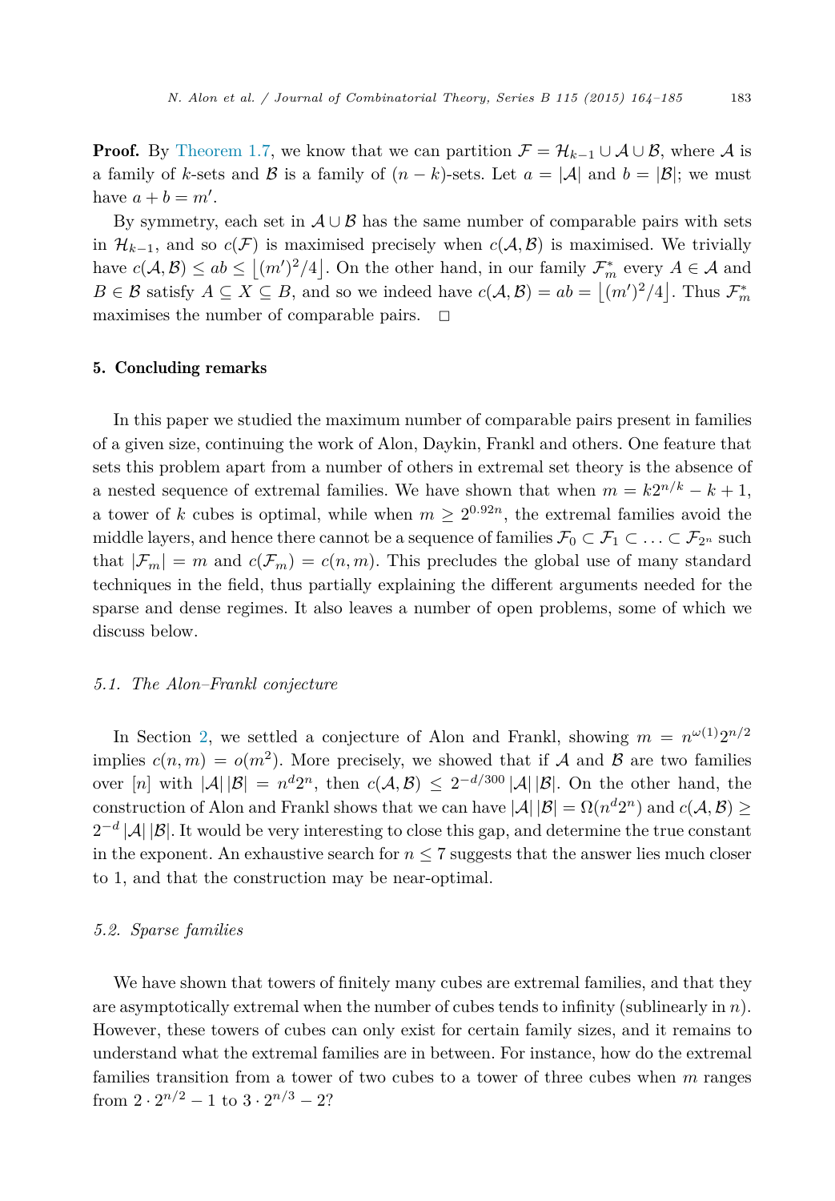**Proof.** By Theorem 1.7, we know that we can partition $\mathcal{F} = \mathcal{H}_{k-1} \cup \mathcal{A} \cup \mathcal{B}$, where $\mathcal{A}$ is a family of $k$-sets and $\mathcal{B}$ is a family of $(n-k)$-sets. Let $a = |\mathcal{A}|$ and $b = |\mathcal{B}|$; we must have $a + b = m'$.

By symmetry, each set in $\mathcal{A} \cup \mathcal{B}$ has the same number of comparable pairs with sets in $\mathcal{H}_{k-1}$, and so $c(\mathcal{F})$ is maximised precisely when $c(\mathcal{A}, \mathcal{B})$ is maximised. We trivially have $c(\mathcal{A}, \mathcal{B}) \leq ab \leq \lfloor (m')^2/4 \rfloor$. On the other hand, in our family $\mathcal{F}_m^*$ every $A \in \mathcal{A}$ and $B \in \mathcal{B}$ satisfy $A \subseteq X \subseteq B$, and so we indeed have $c(\mathcal{A}, \mathcal{B}) = ab = \lfloor (m')^2/4 \rfloor$. Thus $\mathcal{F}_m^*$ maximises the number of comparable pairs. $\square$

## 5. Concluding remarks

In this paper we studied the maximum number of comparable pairs present in families of a given size, continuing the work of Alon, Daykin, Frankl and others. One feature that sets this problem apart from a number of others in extremal set theory is the absence of a nested sequence of extremal families. We have shown that when $m = k2^{n/k} - k + 1$, a tower of $k$ cubes is optimal, while when $m \geq 2^{0.92n}$, the extremal families avoid the middle layers, and hence there cannot be a sequence of families $\mathcal{F}_0 \subset \mathcal{F}_1 \subset \ldots \subset \mathcal{F}_{2^n}$ such that $|\mathcal{F}_m| = m$ and $c(\mathcal{F}_m) = c(n, m)$. This precludes the global use of many standard techniques in the field, thus partially explaining the different arguments needed for the sparse and dense regimes. It also leaves a number of open problems, some of which we discuss below.

### *5.1. The Alon–Frankl conjecture*

In Section 2, we settled a conjecture of Alon and Frankl, showing $m = n^{\omega(1)}2^{n/2}$ implies $c(n, m) = o(m^2)$. More precisely, we showed that if $\mathcal{A}$ and $\mathcal{B}$ are two families over $[n]$ with $|\mathcal{A}| |\mathcal{B}| = n^d 2^n$, then $c(\mathcal{A}, \mathcal{B}) \leq 2^{-d/300} |\mathcal{A}| |\mathcal{B}|$. On the other hand, the construction of Alon and Frankl shows that we can have $|\mathcal{A}| |\mathcal{B}| = \Omega(n^d 2^n)$ and $c(\mathcal{A}, \mathcal{B}) \geq 2^{-d} |\mathcal{A}| |\mathcal{B}|$. It would be very interesting to close this gap, and determine the true constant in the exponent. An exhaustive search for $n \leq 7$ suggests that the answer lies much closer to 1, and that the construction may be near-optimal.

### *5.2. Sparse families*

We have shown that towers of finitely many cubes are extremal families, and that they are asymptotically extremal when the number of cubes tends to infinity (sublinearly in $n$). However, these towers of cubes can only exist for certain family sizes, and it remains to understand what the extremal families are in between. For instance, how do the extremal families transition from a tower of two cubes to a tower of three cubes when $m$ ranges from $2 \cdot 2^{n/2} - 1$ to $3 \cdot 2^{n/3} - 2$?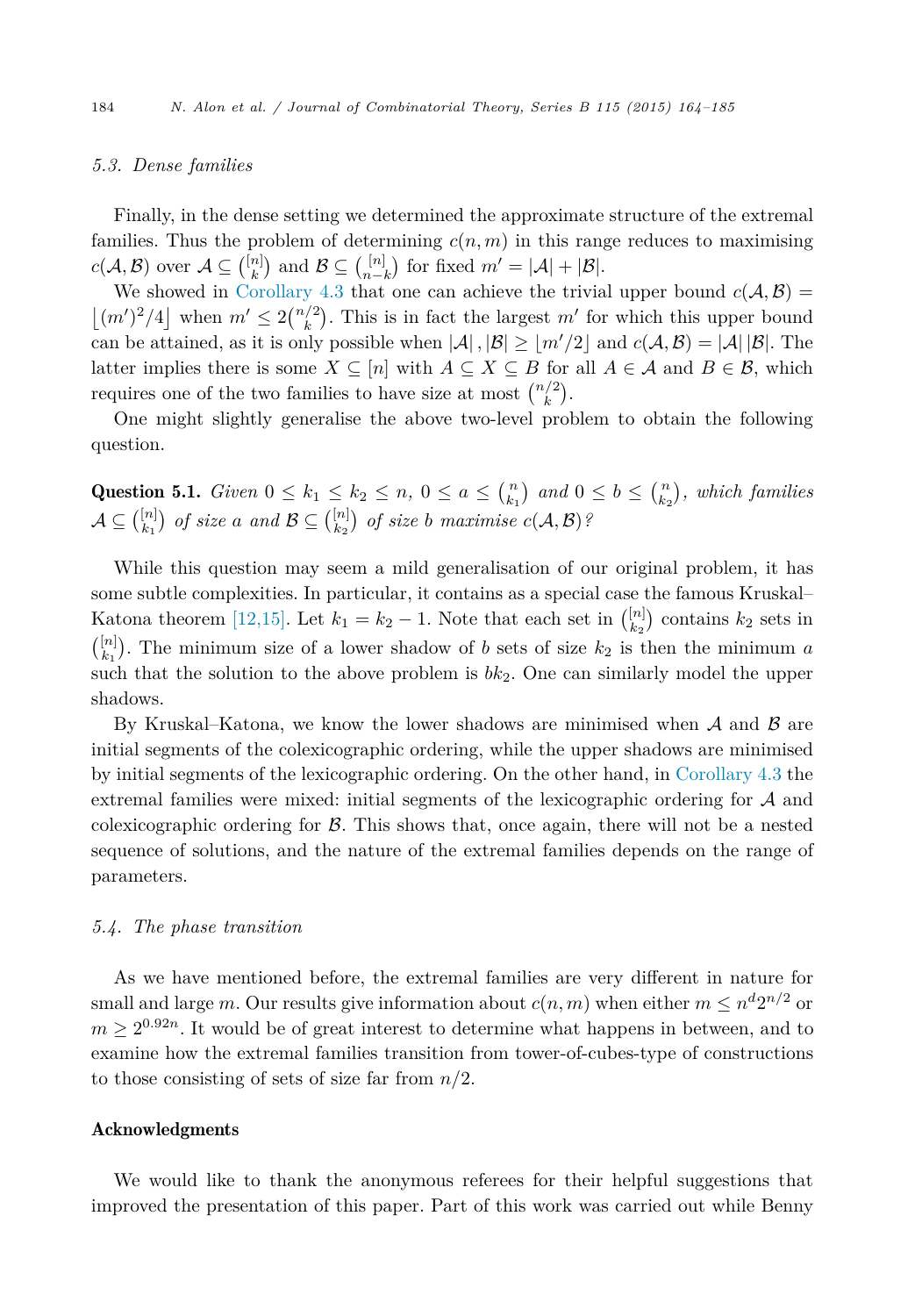### 5.3. Dense families

Finally, in the dense setting we determined the approximate structure of the extremal families. Thus the problem of determining $c(n,m)$ in this range reduces to maximising $c(\mathcal{A},\mathcal{B})$ over $\mathcal{A} \subseteq \binom{[n]}{k}$ and $\mathcal{B} \subseteq \binom{[n]}{n-k}$ for fixed $m' = |\mathcal{A}| + |\mathcal{B}|$.

We showed in Corollary 4.3 that one can achieve the trivial upper bound $c(\mathcal{A},\mathcal{B}) = \lfloor (m')^2/4 \rfloor$ when $m' \leq 2\binom{n/2}{k}$. This is in fact the largest $m'$ for which this upper bound can be attained, as it is only possible when $|\mathcal{A}|, |\mathcal{B}| \geq \lfloor m'/2 \rfloor$ and $c(\mathcal{A},\mathcal{B}) = |\mathcal{A}|\,|\mathcal{B}|$. The latter implies there is some $X \subseteq [n]$ with $A \subseteq X \subseteq B$ for all $A \in \mathcal{A}$ and $B \in \mathcal{B}$, which requires one of the two families to have size at most $\binom{n/2}{k}$.

One might slightly generalise the above two-level problem to obtain the following question.

**Question 5.1.** *Given $0 \leq k_1 \leq k_2 \leq n$, $0 \leq a \leq \binom{n}{k_1}$ and $0 \leq b \leq \binom{n}{k_2}$, which families $\mathcal{A} \subseteq \binom{[n]}{k_1}$ of size $a$ and $\mathcal{B} \subseteq \binom{[n]}{k_2}$ of size $b$ maximise $c(\mathcal{A},\mathcal{B})$?*

While this question may seem a mild generalisation of our original problem, it has some subtle complexities. In particular, it contains as a special case the famous Kruskal–Katona theorem [12,15]. Let $k_1 = k_2 - 1$. Note that each set in $\binom{[n]}{k_2}$ contains $k_2$ sets in $\binom{[n]}{k_1}$. The minimum size of a lower shadow of $b$ sets of size $k_2$ is then the minimum $a$ such that the solution to the above problem is $bk_2$. One can similarly model the upper shadows.

By Kruskal–Katona, we know the lower shadows are minimised when $\mathcal{A}$ and $\mathcal{B}$ are initial segments of the colexicographic ordering, while the upper shadows are minimised by initial segments of the lexicographic ordering. On the other hand, in Corollary 4.3 the extremal families were mixed: initial segments of the lexicographic ordering for $\mathcal{A}$ and colexicographic ordering for $\mathcal{B}$. This shows that, once again, there will not be a nested sequence of solutions, and the nature of the extremal families depends on the range of parameters.

### 5.4. The phase transition

As we have mentioned before, the extremal families are very different in nature for small and large $m$. Our results give information about $c(n,m)$ when either $m \leq n^d 2^{n/2}$ or $m \geq 2^{0.92n}$. It would be of great interest to determine what happens in between, and to examine how the extremal families transition from tower-of-cubes-type of constructions to those consisting of sets of size far from $n/2$.

## Acknowledgments

We would like to thank the anonymous referees for their helpful suggestions that improved the presentation of this paper. Part of this work was carried out while Benny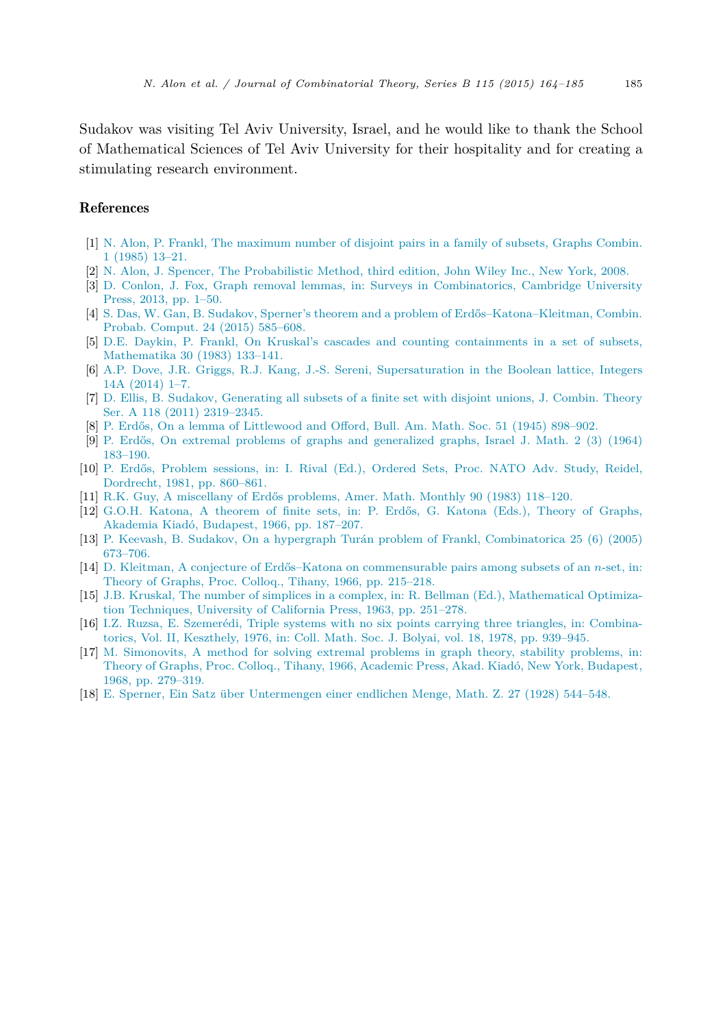Sudakov was visiting Tel Aviv University, Israel, and he would like to thank the School of Mathematical Sciences of Tel Aviv University for their hospitality and for creating a stimulating research environment.

## References

[1] N. Alon, P. Frankl, The maximum number of disjoint pairs in a family of subsets, Graphs Combin. 1 (1985) 13–21.

[2] N. Alon, J. Spencer, The Probabilistic Method, third edition, John Wiley Inc., New York, 2008.

[3] D. Conlon, J. Fox, Graph removal lemmas, in: Surveys in Combinatorics, Cambridge University Press, 2013, pp. 1–50.

[4] S. Das, W. Gan, B. Sudakov, Sperner's theorem and a problem of Erdős–Katona–Kleitman, Combin. Probab. Comput. 24 (2015) 585–608.

[5] D.E. Daykin, P. Frankl, On Kruskal's cascades and counting containments in a set of subsets, Mathematika 30 (1983) 133–141.

[6] A.P. Dove, J.R. Griggs, R.J. Kang, J.-S. Sereni, Supersaturation in the Boolean lattice, Integers 14A (2014) 1–7.

[7] D. Ellis, B. Sudakov, Generating all subsets of a finite set with disjoint unions, J. Combin. Theory Ser. A 118 (2011) 2319–2345.

[8] P. Erdős, On a lemma of Littlewood and Offord, Bull. Am. Math. Soc. 51 (1945) 898–902.

[9] P. Erdős, On extremal problems of graphs and generalized graphs, Israel J. Math. 2 (3) (1964) 183–190.

[10] P. Erdős, Problem sessions, in: I. Rival (Ed.), Ordered Sets, Proc. NATO Adv. Study, Reidel, Dordrecht, 1981, pp. 860–861.

[11] R.K. Guy, A miscellany of Erdős problems, Amer. Math. Monthly 90 (1983) 118–120.

[12] G.O.H. Katona, A theorem of finite sets, in: P. Erdős, G. Katona (Eds.), Theory of Graphs, Akademia Kiadó, Budapest, 1966, pp. 187–207.

[13] P. Keevash, B. Sudakov, On a hypergraph Turán problem of Frankl, Combinatorica 25 (6) (2005) 673–706.

[14] D. Kleitman, A conjecture of Erdős–Katona on commensurable pairs among subsets of an $n$-set, in: Theory of Graphs, Proc. Colloq., Tihany, 1966, pp. 215–218.

[15] J.B. Kruskal, The number of simplices in a complex, in: R. Bellman (Ed.), Mathematical Optimization Techniques, University of California Press, 1963, pp. 251–278.

[16] I.Z. Ruzsa, E. Szemerédi, Triple systems with no six points carrying three triangles, in: Combinatorics, Vol. II, Keszthely, 1976, in: Coll. Math. Soc. J. Bolyai, vol. 18, 1978, pp. 939–945.

[17] M. Simonovits, A method for solving extremal problems in graph theory, stability problems, in: Theory of Graphs, Proc. Colloq., Tihany, 1966, Academic Press, Akad. Kiadó, New York, Budapest, 1968, pp. 279–319.

[18] E. Sperner, Ein Satz über Untermengen einer endlichen Menge, Math. Z. 27 (1928) 544–548.